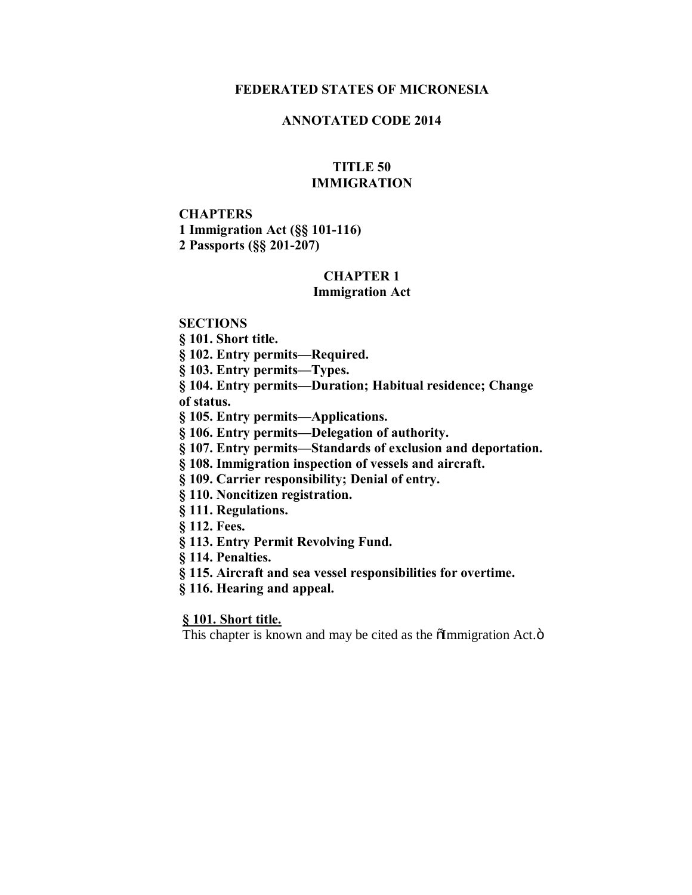# FEDERATED STATES OF MICRONESIA

## ANNOTATED CODE 2014

## TITLE 50
## IMMIGRATION

**CHAPTERS**
**1 Immigration Act (§§ 101-116)**
**2 Passports (§§ 201-207)**

## CHAPTER 1
## Immigration Act

**SECTIONS**
**§ 101. Short title.**
**§ 102. Entry permits—Required.**
**§ 103. Entry permits—Types.**
**§ 104. Entry permits—Duration; Habitual residence; Change of status.**
**§ 105. Entry permits—Applications.**
**§ 106. Entry permits—Delegation of authority.**
**§ 107. Entry permits—Standards of exclusion and deportation.**
**§ 108. Immigration inspection of vessels and aircraft.**
**§ 109. Carrier responsibility; Denial of entry.**
**§ 110. Noncitizen registration.**
**§ 111. Regulations.**
**§ 112. Fees.**
**§ 113. Entry Permit Revolving Fund.**
**§ 114. Penalties.**
**§ 115. Aircraft and sea vessel responsibilities for overtime.**
**§ 116. Hearing and appeal.**

**§ 101. Short title.**

This chapter is known and may be cited as the õImmigration Act.ö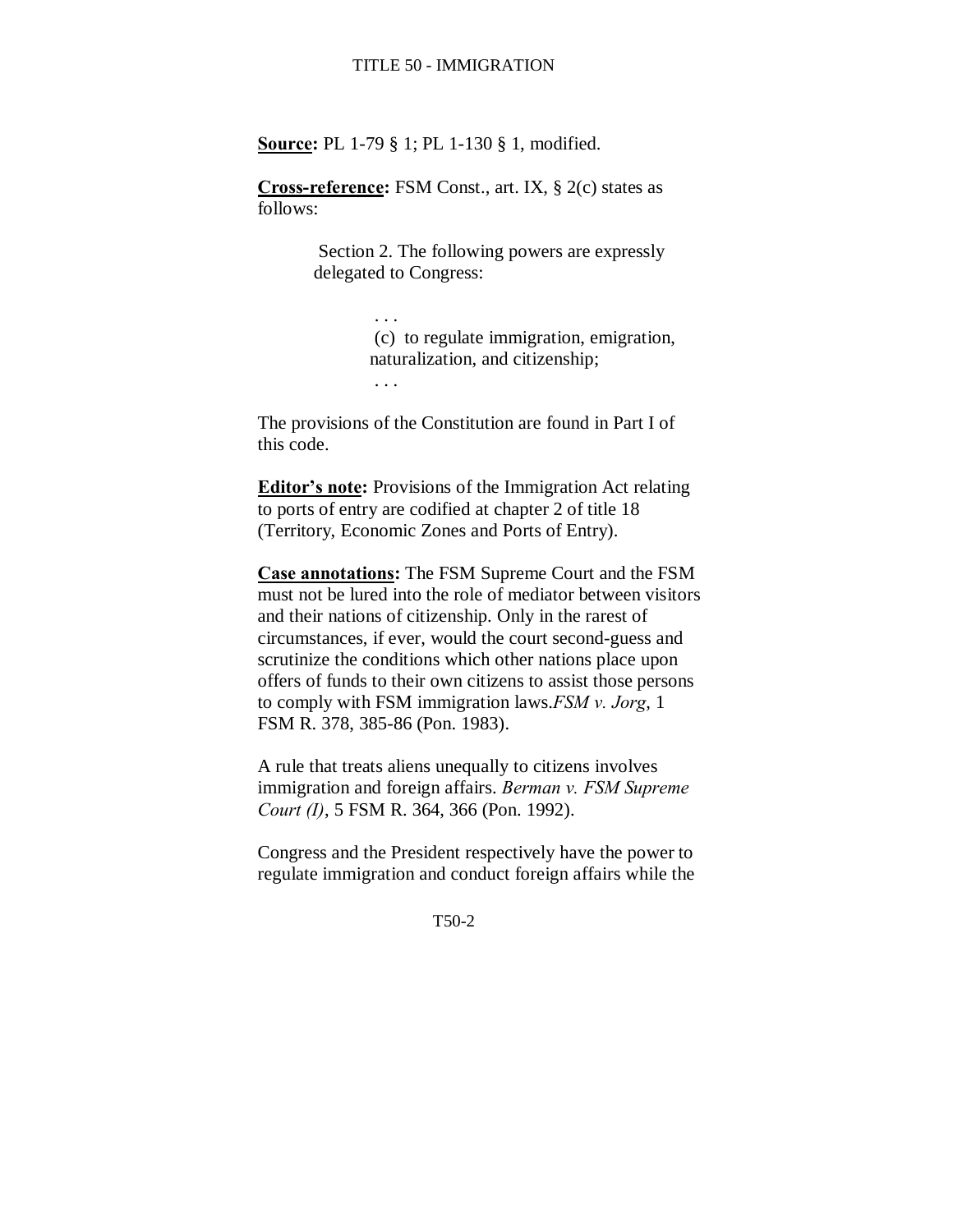**Source:** PL 1-79 § 1; PL 1-130 § 1, modified.

**Cross-reference:** FSM Const., art. IX, § 2(c) states as follows:

> Section 2. The following powers are expressly delegated to Congress:
>
> > . . .
> > (c) to regulate immigration, emigration, naturalization, and citizenship;
> > . . .

The provisions of the Constitution are found in Part I of this code.

**Editor's note:** Provisions of the Immigration Act relating to ports of entry are codified at chapter 2 of title 18 (Territory, Economic Zones and Ports of Entry).

**Case annotations:** The FSM Supreme Court and the FSM must not be lured into the role of mediator between visitors and their nations of citizenship. Only in the rarest of circumstances, if ever, would the court second-guess and scrutinize the conditions which other nations place upon offers of funds to their own citizens to assist those persons to comply with FSM immigration laws. *FSM v. Jorg*, 1 FSM R. 378, 385-86 (Pon. 1983).

A rule that treats aliens unequally to citizens involves immigration and foreign affairs. *Berman v. FSM Supreme Court (I)*, 5 FSM R. 364, 366 (Pon. 1992).

Congress and the President respectively have the power to regulate immigration and conduct foreign affairs while the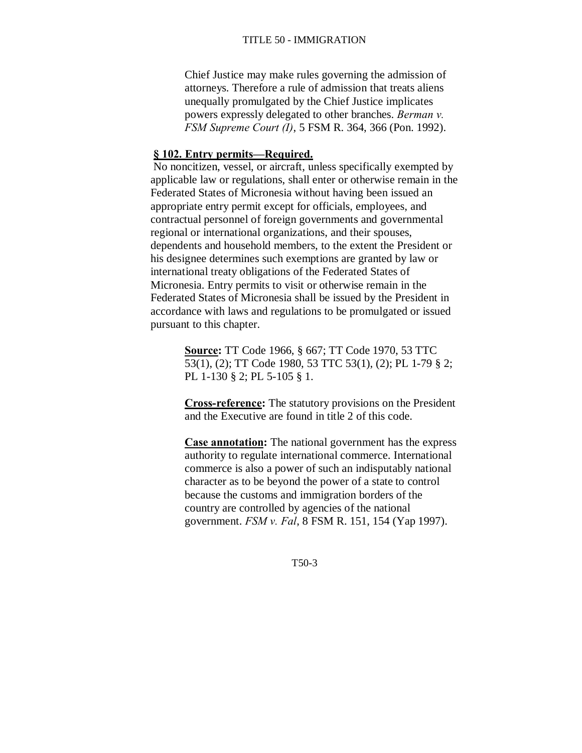Chief Justice may make rules governing the admission of attorneys. Therefore a rule of admission that treats aliens unequally promulgated by the Chief Justice implicates powers expressly delegated to other branches. *Berman v. FSM Supreme Court (I)*, 5 FSM R. 364, 366 (Pon. 1992).

**§ 102. Entry permits—Required.**

No noncitizen, vessel, or aircraft, unless specifically exempted by applicable law or regulations, shall enter or otherwise remain in the Federated States of Micronesia without having been issued an appropriate entry permit except for officials, employees, and contractual personnel of foreign governments and governmental regional or international organizations, and their spouses, dependents and household members, to the extent the President or his designee determines such exemptions are granted by law or international treaty obligations of the Federated States of Micronesia. Entry permits to visit or otherwise remain in the Federated States of Micronesia shall be issued by the President in accordance with laws and regulations to be promulgated or issued pursuant to this chapter.

**Source:** TT Code 1966, § 667; TT Code 1970, 53 TTC 53(1), (2); TT Code 1980, 53 TTC 53(1), (2); PL 1-79 § 2; PL 1-130 § 2; PL 5-105 § 1.

**Cross-reference:** The statutory provisions on the President and the Executive are found in title 2 of this code.

**Case annotation:** The national government has the express authority to regulate international commerce. International commerce is also a power of such an indisputably national character as to be beyond the power of a state to control because the customs and immigration borders of the country are controlled by agencies of the national government. *FSM v. Fal*, 8 FSM R. 151, 154 (Yap 1997).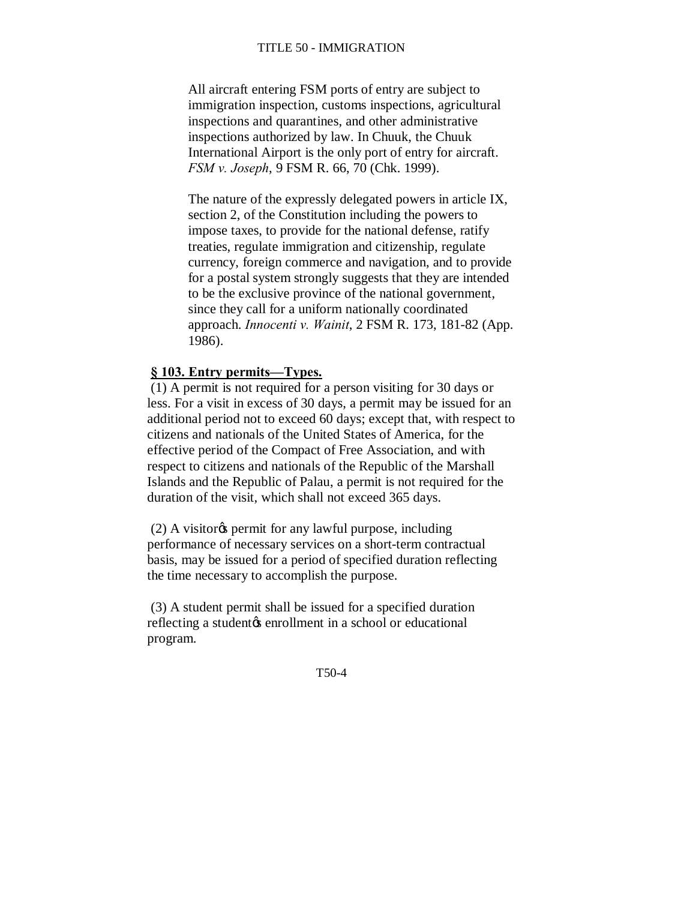All aircraft entering FSM ports of entry are subject to immigration inspection, customs inspections, agricultural inspections and quarantines, and other administrative inspections authorized by law. In Chuuk, the Chuuk International Airport is the only port of entry for aircraft. *FSM v. Joseph*, 9 FSM R. 66, 70 (Chk. 1999).

The nature of the expressly delegated powers in article IX, section 2, of the Constitution including the powers to impose taxes, to provide for the national defense, ratify treaties, regulate immigration and citizenship, regulate currency, foreign commerce and navigation, and to provide for a postal system strongly suggests that they are intended to be the exclusive province of the national government, since they call for a uniform nationally coordinated approach. *Innocenti v. Wainit*, 2 FSM R. 173, 181-82 (App. 1986).

**§ 103. Entry permits—Types.**

(1) A permit is not required for a person visiting for 30 days or less. For a visit in excess of 30 days, a permit may be issued for an additional period not to exceed 60 days; except that, with respect to citizens and nationals of the United States of America, for the effective period of the Compact of Free Association, and with respect to citizens and nationals of the Republic of the Marshall Islands and the Republic of Palau, a permit is not required for the duration of the visit, which shall not exceed 365 days.

(2) A visitor's permit for any lawful purpose, including performance of necessary services on a short-term contractual basis, may be issued for a period of specified duration reflecting the time necessary to accomplish the purpose.

(3) A student permit shall be issued for a specified duration reflecting a student's enrollment in a school or educational program.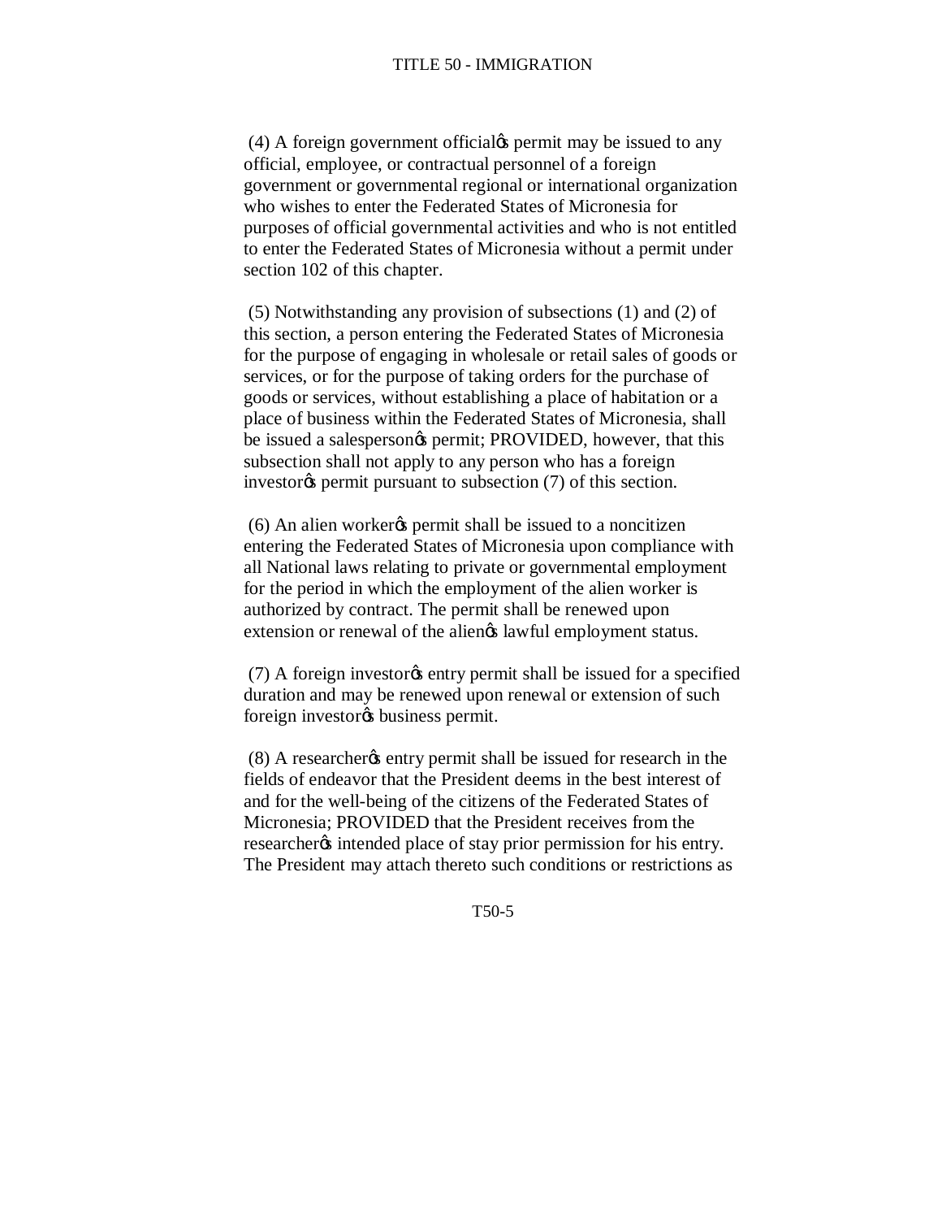(4) A foreign government official's permit may be issued to any official, employee, or contractual personnel of a foreign government or governmental regional or international organization who wishes to enter the Federated States of Micronesia for purposes of official governmental activities and who is not entitled to enter the Federated States of Micronesia without a permit under section 102 of this chapter.

(5) Notwithstanding any provision of subsections (1) and (2) of this section, a person entering the Federated States of Micronesia for the purpose of engaging in wholesale or retail sales of goods or services, or for the purpose of taking orders for the purchase of goods or services, without establishing a place of habitation or a place of business within the Federated States of Micronesia, shall be issued a salesperson's permit; PROVIDED, however, that this subsection shall not apply to any person who has a foreign investor's permit pursuant to subsection (7) of this section.

(6) An alien worker's permit shall be issued to a noncitizen entering the Federated States of Micronesia upon compliance with all National laws relating to private or governmental employment for the period in which the employment of the alien worker is authorized by contract. The permit shall be renewed upon extension or renewal of the alien's lawful employment status.

(7) A foreign investor's entry permit shall be issued for a specified duration and may be renewed upon renewal or extension of such foreign investor's business permit.

(8) A researcher's entry permit shall be issued for research in the fields of endeavor that the President deems in the best interest of and for the well-being of the citizens of the Federated States of Micronesia; PROVIDED that the President receives from the researcher's intended place of stay prior permission for his entry. The President may attach thereto such conditions or restrictions as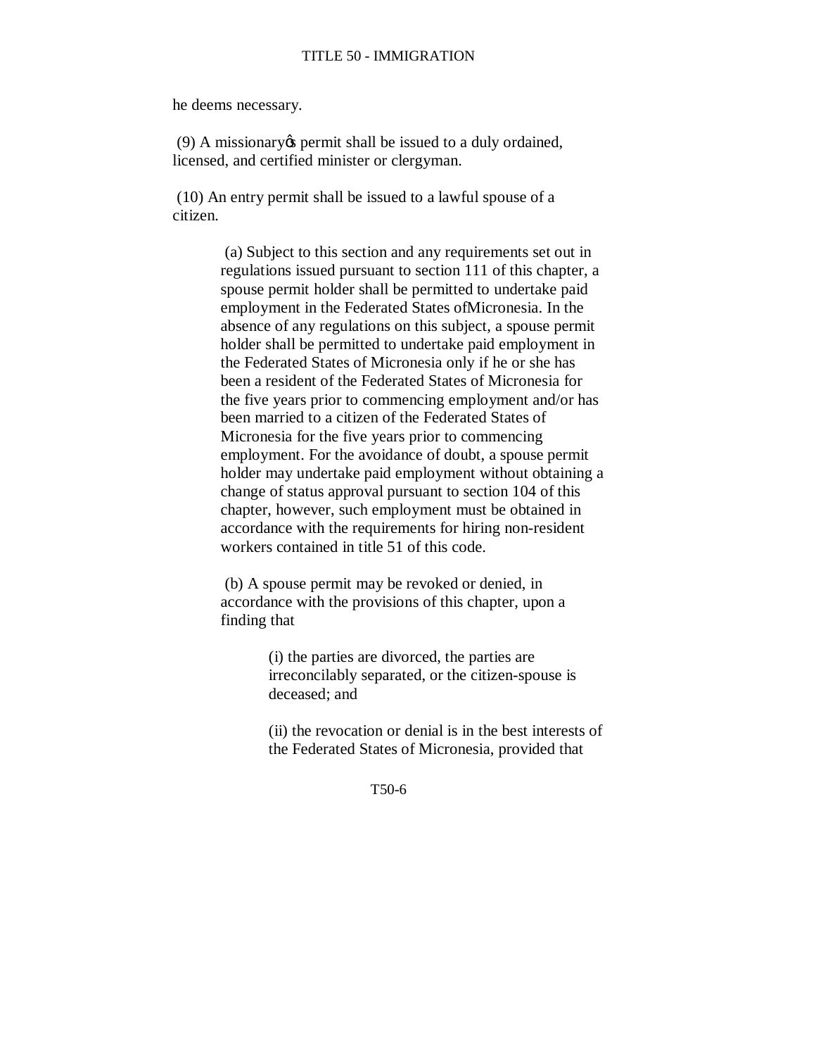he deems necessary.

(9) A missionaryǿs permit shall be issued to a duly ordained, licensed, and certified minister or clergyman.

(10) An entry permit shall be issued to a lawful spouse of a citizen.

> (a) Subject to this section and any requirements set out in regulations issued pursuant to section 111 of this chapter, a spouse permit holder shall be permitted to undertake paid employment in the Federated States ofMicronesia. In the absence of any regulations on this subject, a spouse permit holder shall be permitted to undertake paid employment in the Federated States of Micronesia only if he or she has been a resident of the Federated States of Micronesia for the five years prior to commencing employment and/or has been married to a citizen of the Federated States of Micronesia for the five years prior to commencing employment. For the avoidance of doubt, a spouse permit holder may undertake paid employment without obtaining a change of status approval pursuant to section 104 of this chapter, however, such employment must be obtained in accordance with the requirements for hiring non-resident workers contained in title 51 of this code.
>
> (b) A spouse permit may be revoked or denied, in accordance with the provisions of this chapter, upon a finding that
>
> > (i) the parties are divorced, the parties are irreconcilably separated, or the citizen-spouse is deceased; and
> >
> > (ii) the revocation or denial is in the best interests of the Federated States of Micronesia, provided that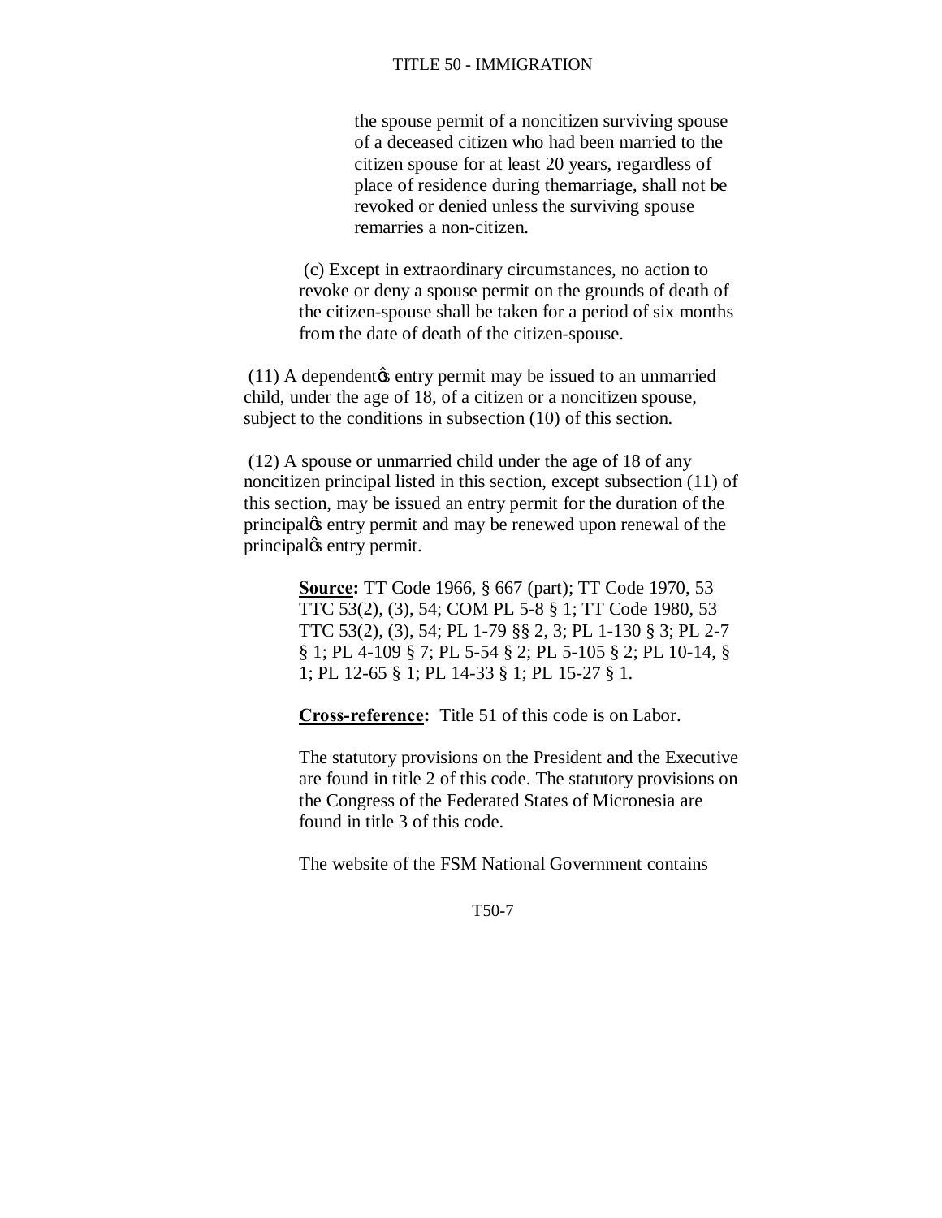the spouse permit of a noncitizen surviving spouse of a deceased citizen who had been married to the citizen spouse for at least 20 years, regardless of place of residence during themarriage, shall not be revoked or denied unless the surviving spouse remarries a non-citizen.

(c) Except in extraordinary circumstances, no action to revoke or deny a spouse permit on the grounds of death of the citizen-spouse shall be taken for a period of six months from the date of death of the citizen-spouse.

(11) A dependentǿs entry permit may be issued to an unmarried child, under the age of 18, of a citizen or a noncitizen spouse, subject to the conditions in subsection (10) of this section.

(12) A spouse or unmarried child under the age of 18 of any noncitizen principal listed in this section, except subsection (11) of this section, may be issued an entry permit for the duration of the principalǿs entry permit and may be renewed upon renewal of the principalǿs entry permit.

**Source:** TT Code 1966, § 667 (part); TT Code 1970, 53 TTC 53(2), (3), 54; COM PL 5-8 § 1; TT Code 1980, 53 TTC 53(2), (3), 54; PL 1-79 §§ 2, 3; PL 1-130 § 3; PL 2-7 § 1; PL 4-109 § 7; PL 5-54 § 2; PL 5-105 § 2; PL 10-14, § 1; PL 12-65 § 1; PL 14-33 § 1; PL 15-27 § 1.

**Cross-reference:** Title 51 of this code is on Labor.

The statutory provisions on the President and the Executive are found in title 2 of this code. The statutory provisions on the Congress of the Federated States of Micronesia are found in title 3 of this code.

The website of the FSM National Government contains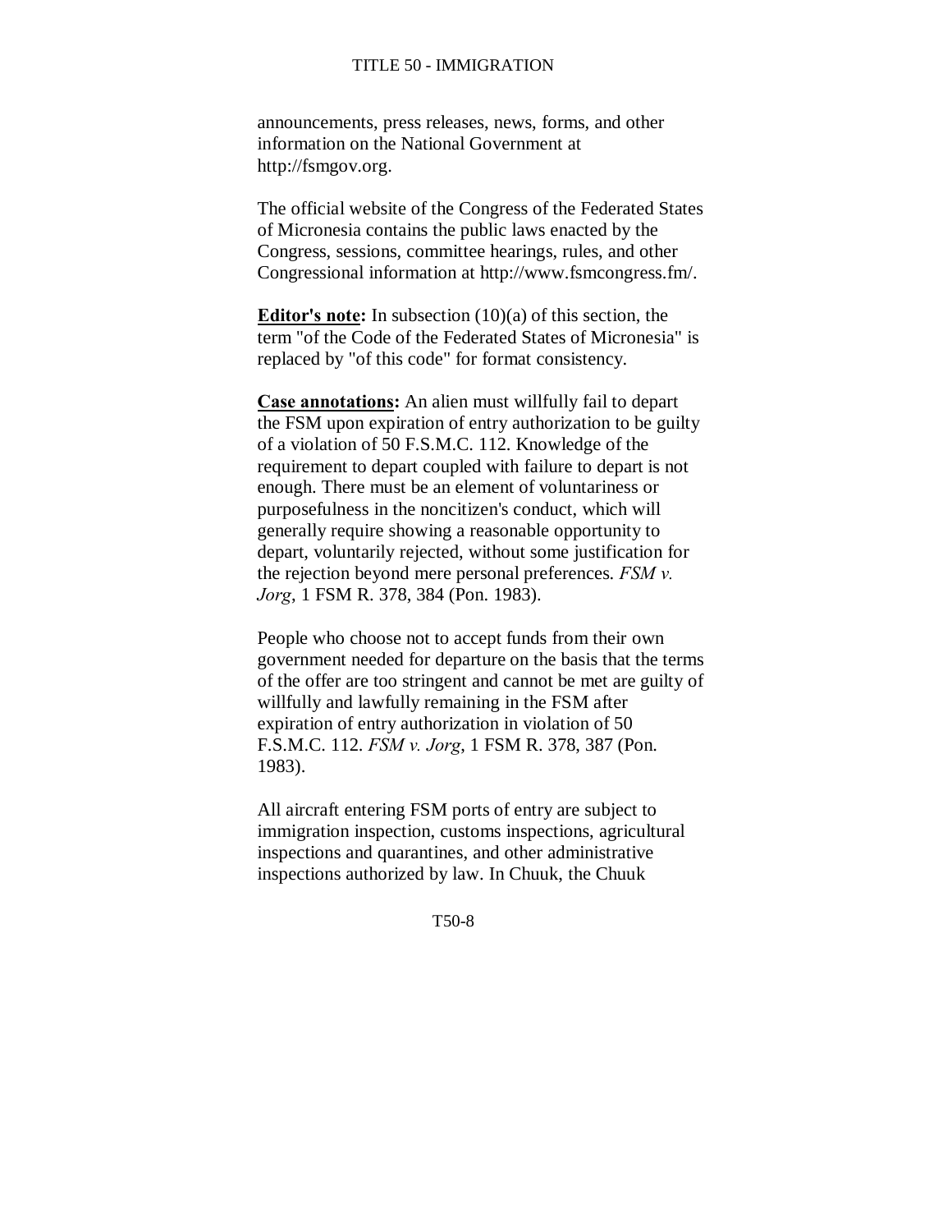announcements, press releases, news, forms, and other information on the National Government at http://fsmgov.org.

The official website of the Congress of the Federated States of Micronesia contains the public laws enacted by the Congress, sessions, committee hearings, rules, and other Congressional information at http://www.fsmcongress.fm/.

**Editor's note:** In subsection (10)(a) of this section, the term "of the Code of the Federated States of Micronesia" is replaced by "of this code" for format consistency.

**Case annotations:** An alien must willfully fail to depart the FSM upon expiration of entry authorization to be guilty of a violation of 50 F.S.M.C. 112. Knowledge of the requirement to depart coupled with failure to depart is not enough. There must be an element of voluntariness or purposefulness in the noncitizen's conduct, which will generally require showing a reasonable opportunity to depart, voluntarily rejected, without some justification for the rejection beyond mere personal preferences. *FSM v. Jorg*, 1 FSM R. 378, 384 (Pon. 1983).

People who choose not to accept funds from their own government needed for departure on the basis that the terms of the offer are too stringent and cannot be met are guilty of willfully and lawfully remaining in the FSM after expiration of entry authorization in violation of 50 F.S.M.C. 112. *FSM v. Jorg*, 1 FSM R. 378, 387 (Pon. 1983).

All aircraft entering FSM ports of entry are subject to immigration inspection, customs inspections, agricultural inspections and quarantines, and other administrative inspections authorized by law. In Chuuk, the Chuuk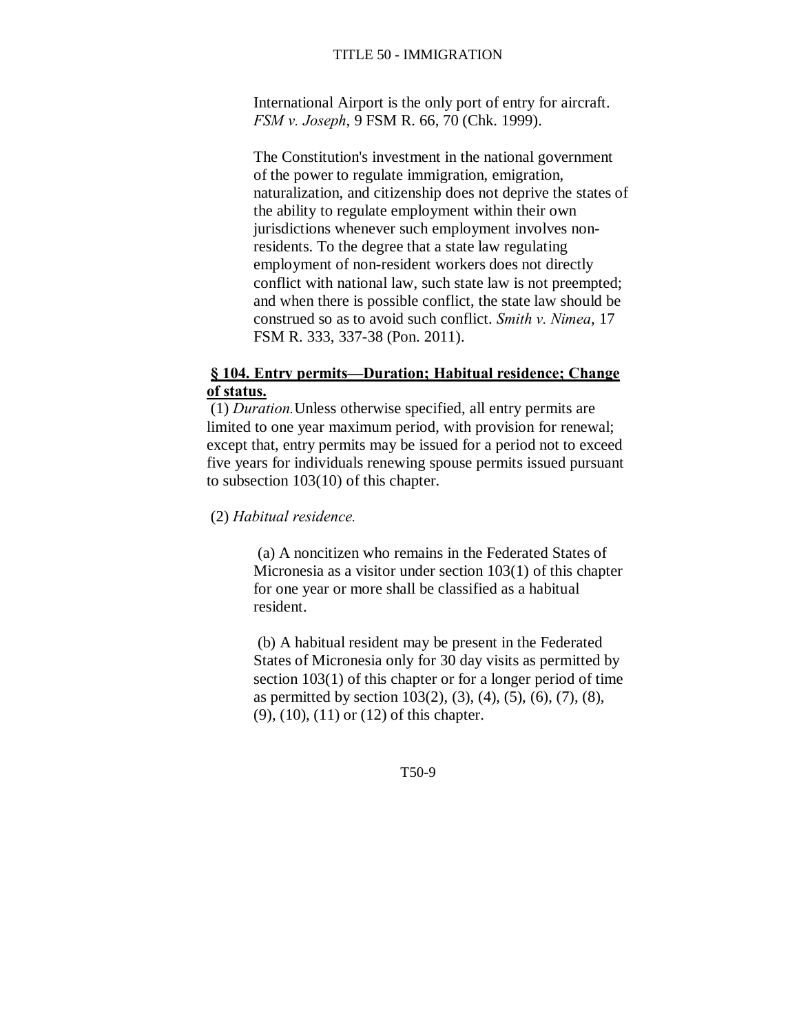International Airport is the only port of entry for aircraft. *FSM v. Joseph*, 9 FSM R. 66, 70 (Chk. 1999).

The Constitution's investment in the national government of the power to regulate immigration, emigration, naturalization, and citizenship does not deprive the states of the ability to regulate employment within their own jurisdictions whenever such employment involves non-residents. To the degree that a state law regulating employment of non-resident workers does not directly conflict with national law, such state law is not preempted; and when there is possible conflict, the state law should be construed so as to avoid such conflict. *Smith v. Nimea*, 17 FSM R. 333, 337-38 (Pon. 2011).

**§ 104. Entry permits—Duration; Habitual residence; Change of status.**

(1) *Duration.* Unless otherwise specified, all entry permits are limited to one year maximum period, with provision for renewal; except that, entry permits may be issued for a period not to exceed five years for individuals renewing spouse permits issued pursuant to subsection 103(10) of this chapter.

(2) *Habitual residence.*

(a) A noncitizen who remains in the Federated States of Micronesia as a visitor under section 103(1) of this chapter for one year or more shall be classified as a habitual resident.

(b) A habitual resident may be present in the Federated States of Micronesia only for 30 day visits as permitted by section 103(1) of this chapter or for a longer period of time as permitted by section 103(2), (3), (4), (5), (6), (7), (8), (9), (10), (11) or (12) of this chapter.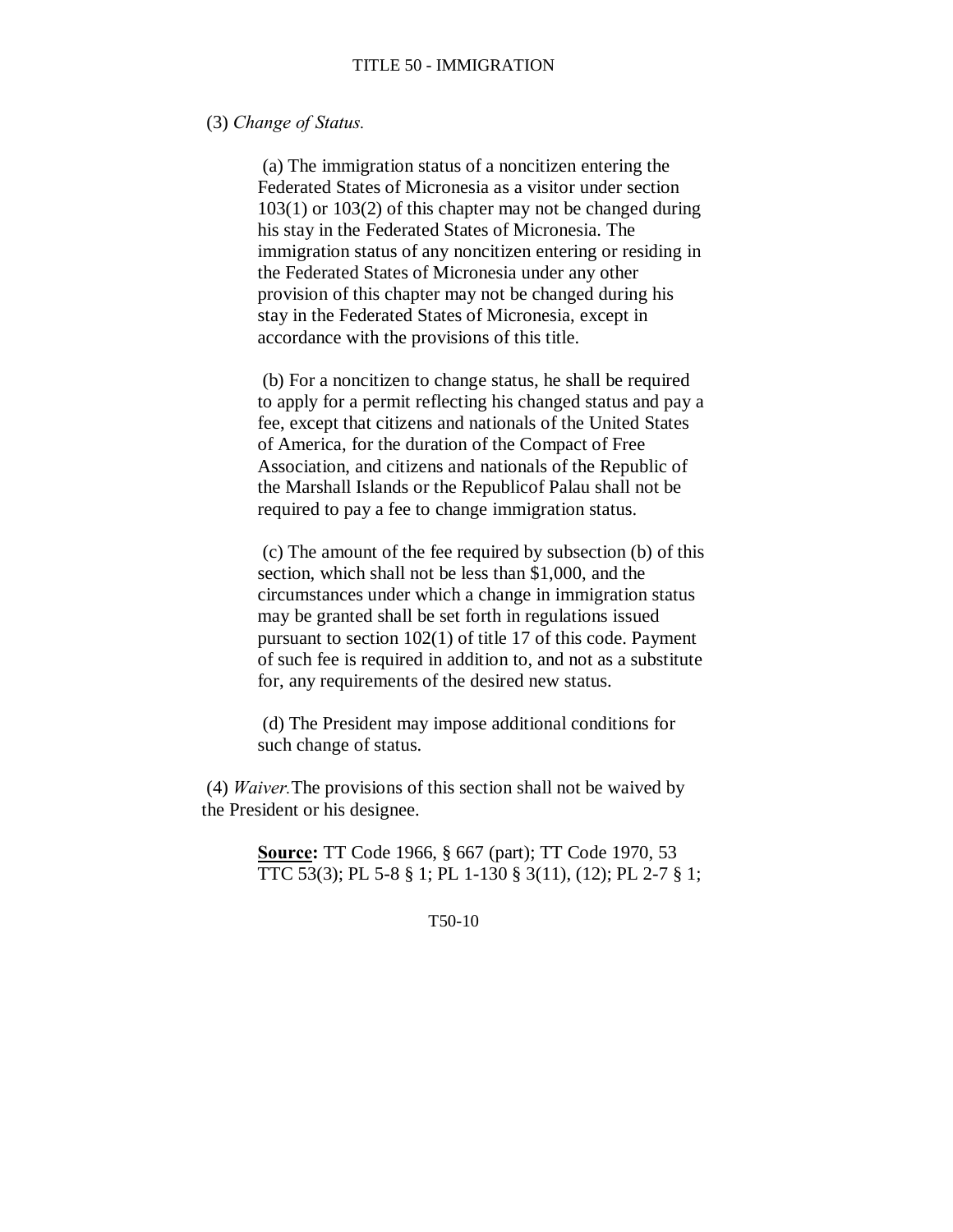(3) *Change of Status.*

(a) The immigration status of a noncitizen entering the Federated States of Micronesia as a visitor under section 103(1) or 103(2) of this chapter may not be changed during his stay in the Federated States of Micronesia. The immigration status of any noncitizen entering or residing in the Federated States of Micronesia under any other provision of this chapter may not be changed during his stay in the Federated States of Micronesia, except in accordance with the provisions of this title.

(b) For a noncitizen to change status, he shall be required to apply for a permit reflecting his changed status and pay a fee, except that citizens and nationals of the United States of America, for the duration of the Compact of Free Association, and citizens and nationals of the Republic of the Marshall Islands or the Republicof Palau shall not be required to pay a fee to change immigration status.

(c) The amount of the fee required by subsection (b) of this section, which shall not be less than $1,000, and the circumstances under which a change in immigration status may be granted shall be set forth in regulations issued pursuant to section 102(1) of title 17 of this code. Payment of such fee is required in addition to, and not as a substitute for, any requirements of the desired new status.

(d) The President may impose additional conditions for such change of status.

(4) *Waiver.*The provisions of this section shall not be waived by the President or his designee.

**Source:** TT Code 1966, § 667 (part); TT Code 1970, 53 TTC 53(3); PL 5-8 § 1; PL 1-130 § 3(11), (12); PL 2-7 § 1;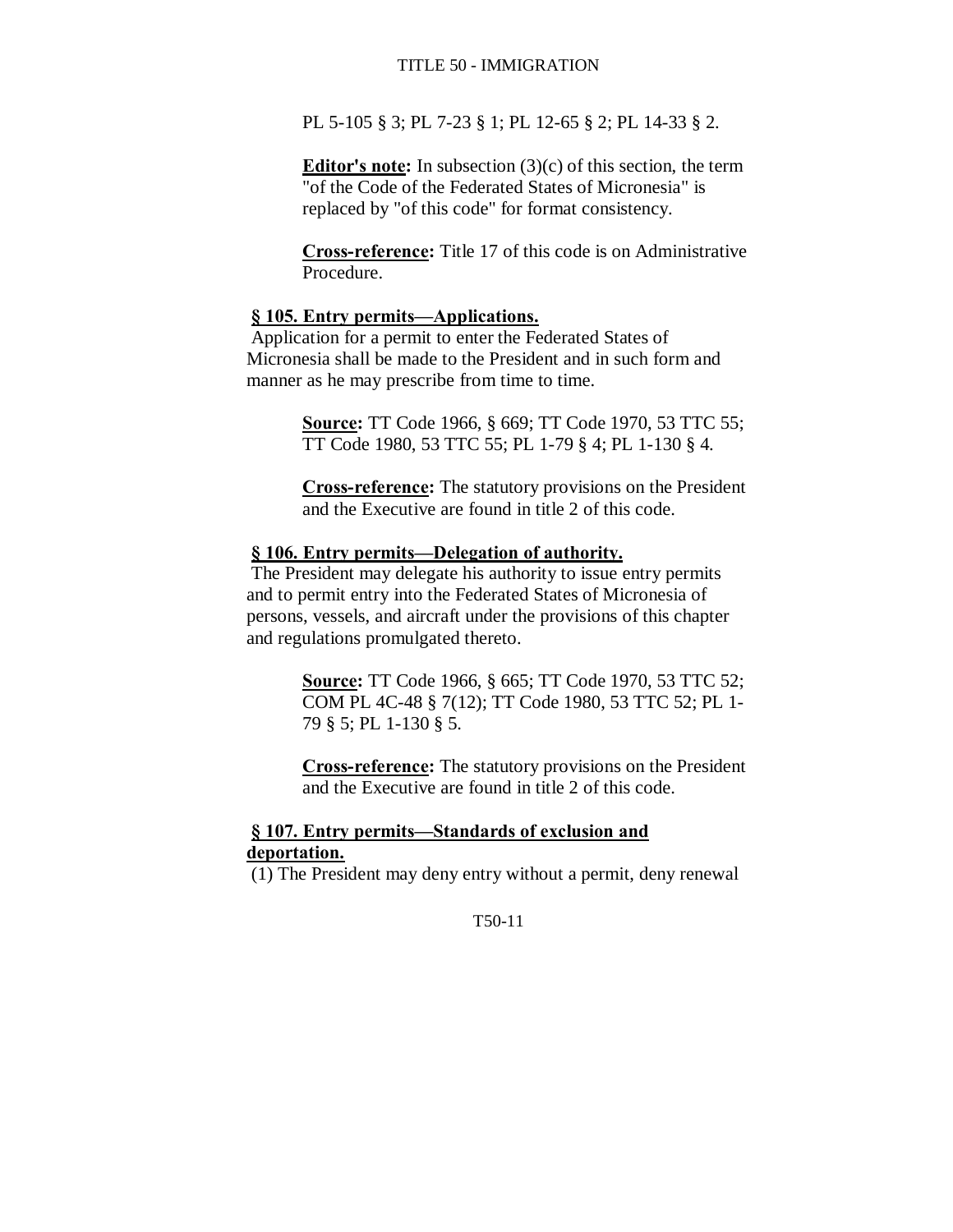PL 5-105 § 3; PL 7-23 § 1; PL 12-65 § 2; PL 14-33 § 2.

**Editor's note:** In subsection (3)(c) of this section, the term "of the Code of the Federated States of Micronesia" is replaced by "of this code" for format consistency.

**Cross-reference:** Title 17 of this code is on Administrative Procedure.

### § 105. Entry permits—Applications.

Application for a permit to enter the Federated States of Micronesia shall be made to the President and in such form and manner as he may prescribe from time to time.

**Source:** TT Code 1966, § 669; TT Code 1970, 53 TTC 55; TT Code 1980, 53 TTC 55; PL 1-79 § 4; PL 1-130 § 4.

**Cross-reference:** The statutory provisions on the President and the Executive are found in title 2 of this code.

### § 106. Entry permits—Delegation of authority.

The President may delegate his authority to issue entry permits and to permit entry into the Federated States of Micronesia of persons, vessels, and aircraft under the provisions of this chapter and regulations promulgated thereto.

**Source:** TT Code 1966, § 665; TT Code 1970, 53 TTC 52; COM PL 4C-48 § 7(12); TT Code 1980, 53 TTC 52; PL 1-79 § 5; PL 1-130 § 5.

**Cross-reference:** The statutory provisions on the President and the Executive are found in title 2 of this code.

### § 107. Entry permits—Standards of exclusion and deportation.

(1) The President may deny entry without a permit, deny renewal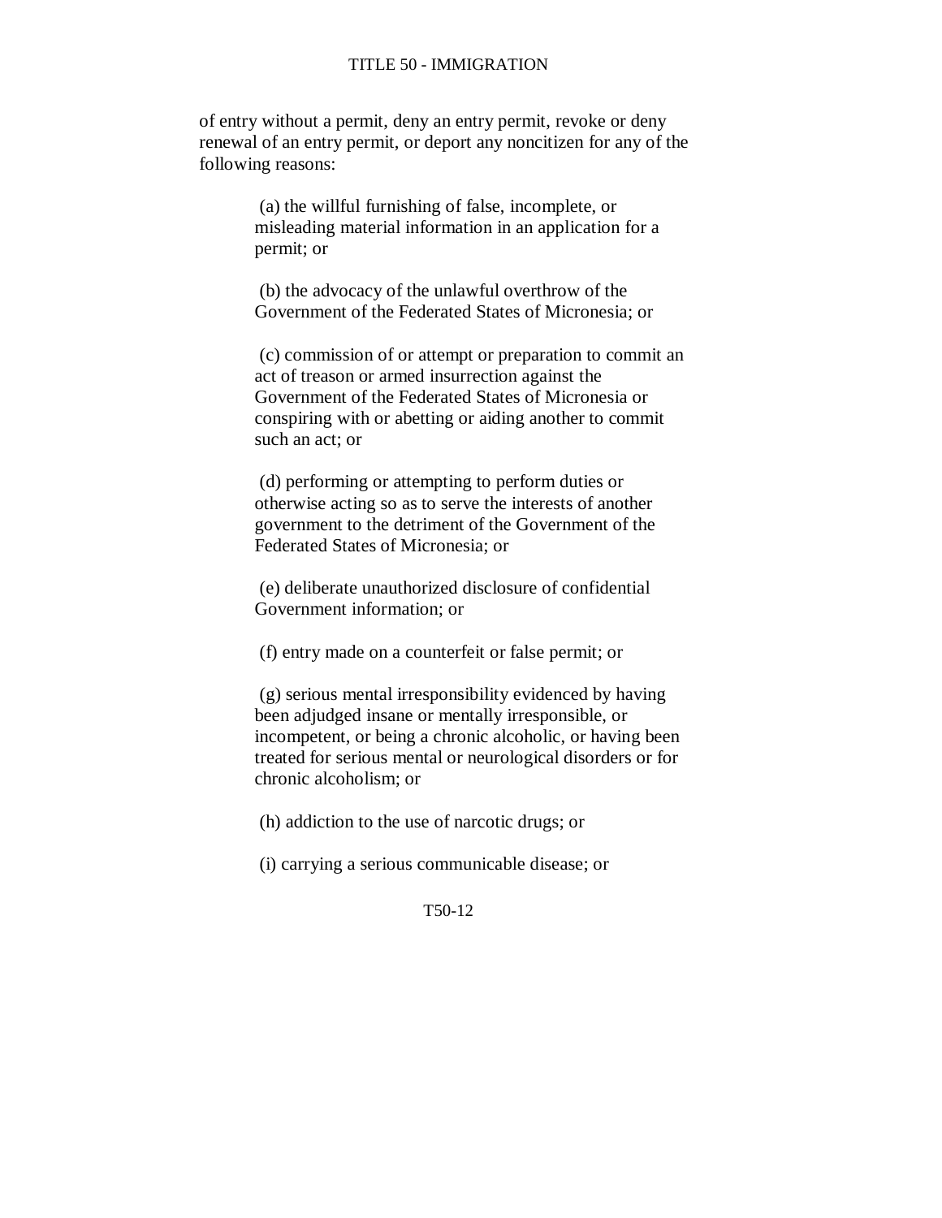of entry without a permit, deny an entry permit, revoke or deny renewal of an entry permit, or deport any noncitizen for any of the following reasons:

(a) the willful furnishing of false, incomplete, or misleading material information in an application for a permit; or

(b) the advocacy of the unlawful overthrow of the Government of the Federated States of Micronesia; or

(c) commission of or attempt or preparation to commit an act of treason or armed insurrection against the Government of the Federated States of Micronesia or conspiring with or abetting or aiding another to commit such an act; or

(d) performing or attempting to perform duties or otherwise acting so as to serve the interests of another government to the detriment of the Government of the Federated States of Micronesia; or

(e) deliberate unauthorized disclosure of confidential Government information; or

(f) entry made on a counterfeit or false permit; or

(g) serious mental irresponsibility evidenced by having been adjudged insane or mentally irresponsible, or incompetent, or being a chronic alcoholic, or having been treated for serious mental or neurological disorders or for chronic alcoholism; or

(h) addiction to the use of narcotic drugs; or

(i) carrying a serious communicable disease; or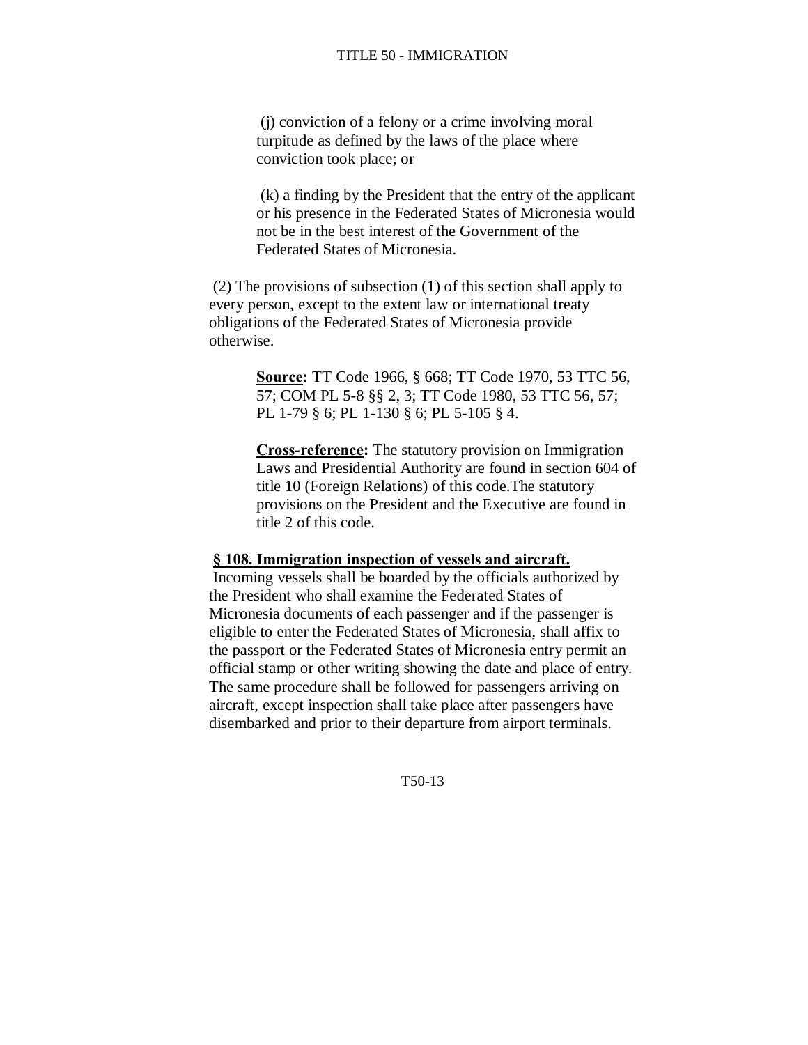(j) conviction of a felony or a crime involving moral turpitude as defined by the laws of the place where conviction took place; or

(k) a finding by the President that the entry of the applicant or his presence in the Federated States of Micronesia would not be in the best interest of the Government of the Federated States of Micronesia.

(2) The provisions of subsection (1) of this section shall apply to every person, except to the extent law or international treaty obligations of the Federated States of Micronesia provide otherwise.

**Source:** TT Code 1966, § 668; TT Code 1970, 53 TTC 56, 57; COM PL 5-8 §§ 2, 3; TT Code 1980, 53 TTC 56, 57; PL 1-79 § 6; PL 1-130 § 6; PL 5-105 § 4.

**Cross-reference:** The statutory provision on Immigration Laws and Presidential Authority are found in section 604 of title 10 (Foreign Relations) of this code.The statutory provisions on the President and the Executive are found in title 2 of this code.

**§ 108. Immigration inspection of vessels and aircraft.**

Incoming vessels shall be boarded by the officials authorized by the President who shall examine the Federated States of Micronesia documents of each passenger and if the passenger is eligible to enter the Federated States of Micronesia, shall affix to the passport or the Federated States of Micronesia entry permit an official stamp or other writing showing the date and place of entry. The same procedure shall be followed for passengers arriving on aircraft, except inspection shall take place after passengers have disembarked and prior to their departure from airport terminals.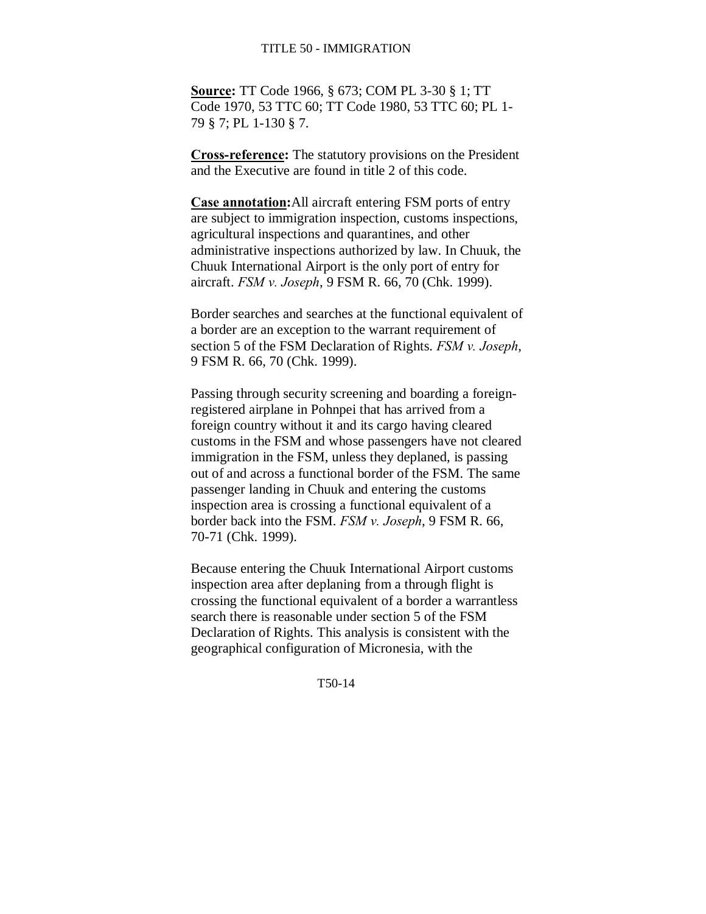**Source:** TT Code 1966, § 673; COM PL 3-30 § 1; TT Code 1970, 53 TTC 60; TT Code 1980, 53 TTC 60; PL 1-79 § 7; PL 1-130 § 7.

**Cross-reference:** The statutory provisions on the President and the Executive are found in title 2 of this code.

**Case annotation:** All aircraft entering FSM ports of entry are subject to immigration inspection, customs inspections, agricultural inspections and quarantines, and other administrative inspections authorized by law. In Chuuk, the Chuuk International Airport is the only port of entry for aircraft. *FSM v. Joseph*, 9 FSM R. 66, 70 (Chk. 1999).

Border searches and searches at the functional equivalent of a border are an exception to the warrant requirement of section 5 of the FSM Declaration of Rights. *FSM v. Joseph*, 9 FSM R. 66, 70 (Chk. 1999).

Passing through security screening and boarding a foreign-registered airplane in Pohnpei that has arrived from a foreign country without it and its cargo having cleared customs in the FSM and whose passengers have not cleared immigration in the FSM, unless they deplaned, is passing out of and across a functional border of the FSM. The same passenger landing in Chuuk and entering the customs inspection area is crossing a functional equivalent of a border back into the FSM. *FSM v. Joseph*, 9 FSM R. 66, 70-71 (Chk. 1999).

Because entering the Chuuk International Airport customs inspection area after deplaning from a through flight is crossing the functional equivalent of a border a warrantless search there is reasonable under section 5 of the FSM Declaration of Rights. This analysis is consistent with the geographical configuration of Micronesia, with the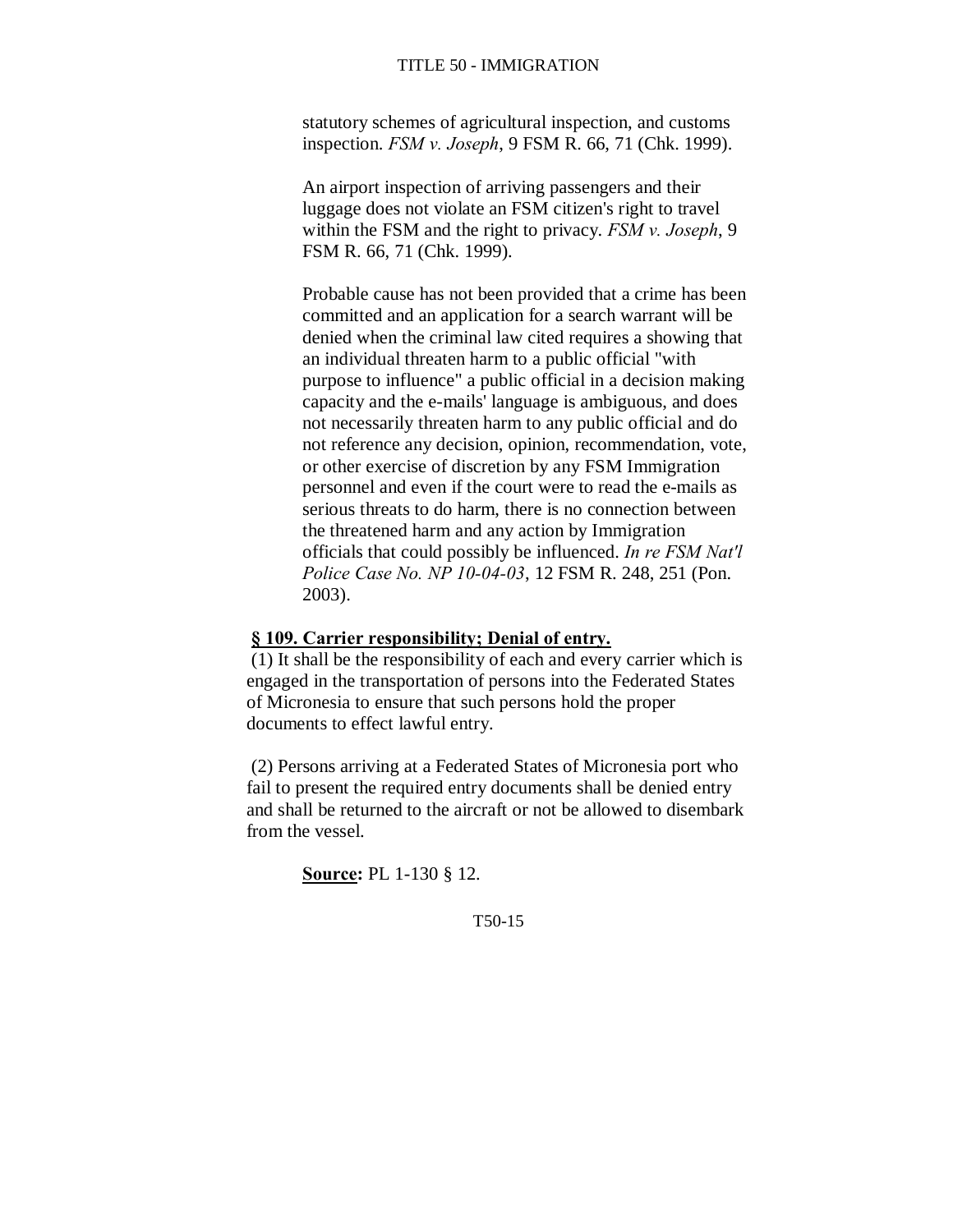statutory schemes of agricultural inspection, and customs inspection. *FSM v. Joseph*, 9 FSM R. 66, 71 (Chk. 1999).

An airport inspection of arriving passengers and their luggage does not violate an FSM citizen's right to travel within the FSM and the right to privacy. *FSM v. Joseph*, 9 FSM R. 66, 71 (Chk. 1999).

Probable cause has not been provided that a crime has been committed and an application for a search warrant will be denied when the criminal law cited requires a showing that an individual threaten harm to a public official "with purpose to influence" a public official in a decision making capacity and the e-mails' language is ambiguous, and does not necessarily threaten harm to any public official and do not reference any decision, opinion, recommendation, vote, or other exercise of discretion by any FSM Immigration personnel and even if the court were to read the e-mails as serious threats to do harm, there is no connection between the threatened harm and any action by Immigration officials that could possibly be influenced. *In re FSM Nat'l Police Case No. NP 10-04-03*, 12 FSM R. 248, 251 (Pon. 2003).

**§ 109. Carrier responsibility; Denial of entry.**

(1) It shall be the responsibility of each and every carrier which is engaged in the transportation of persons into the Federated States of Micronesia to ensure that such persons hold the proper documents to effect lawful entry.

(2) Persons arriving at a Federated States of Micronesia port who fail to present the required entry documents shall be denied entry and shall be returned to the aircraft or not be allowed to disembark from the vessel.

**Source:** PL 1-130 § 12.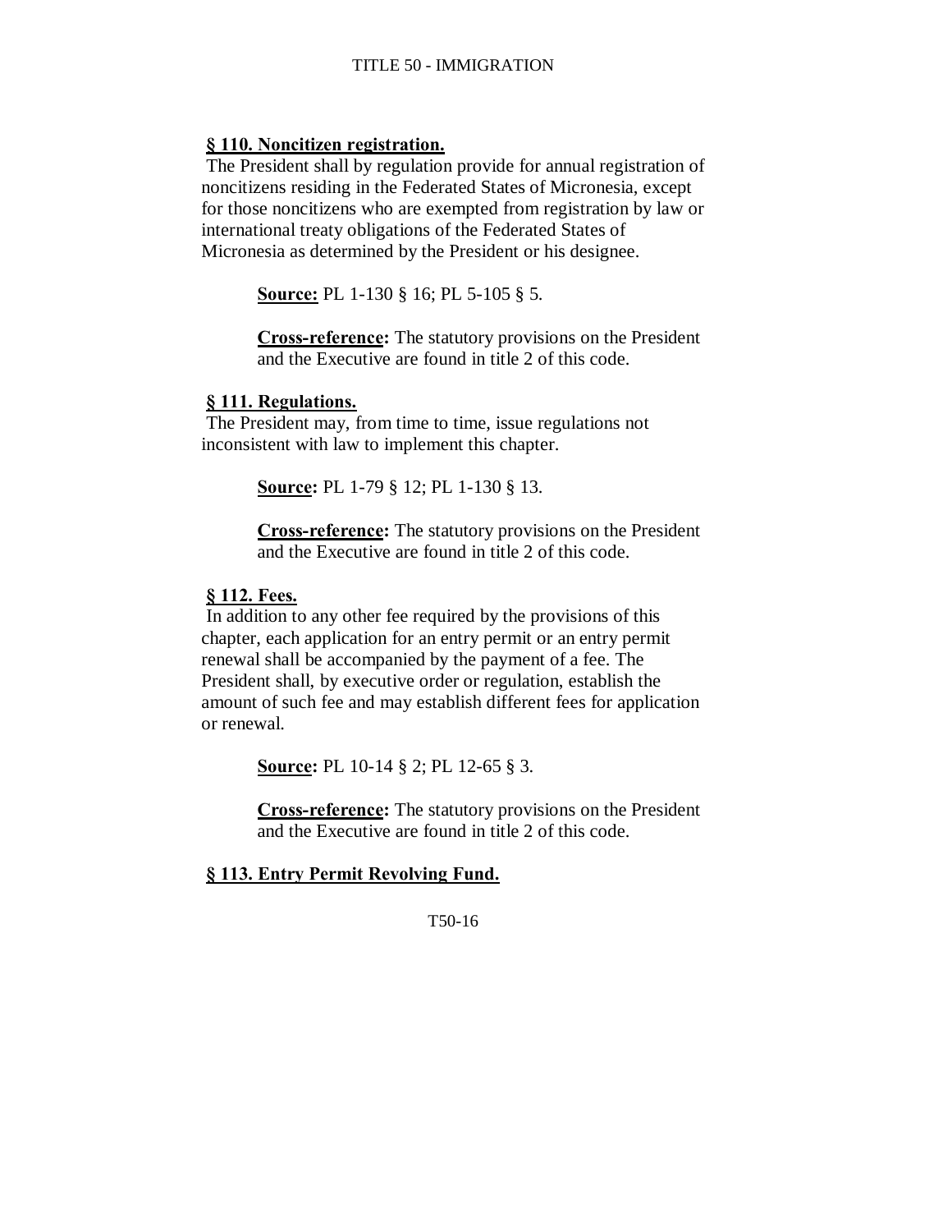**§ 110. Noncitizen registration.**

The President shall by regulation provide for annual registration of noncitizens residing in the Federated States of Micronesia, except for those noncitizens who are exempted from registration by law or international treaty obligations of the Federated States of Micronesia as determined by the President or his designee.

> **Source:** PL 1-130 § 16; PL 5-105 § 5.
>
> **Cross-reference:** The statutory provisions on the President and the Executive are found in title 2 of this code.

**§ 111. Regulations.**

The President may, from time to time, issue regulations not inconsistent with law to implement this chapter.

> **Source:** PL 1-79 § 12; PL 1-130 § 13.
>
> **Cross-reference:** The statutory provisions on the President and the Executive are found in title 2 of this code.

**§ 112. Fees.**

In addition to any other fee required by the provisions of this chapter, each application for an entry permit or an entry permit renewal shall be accompanied by the payment of a fee. The President shall, by executive order or regulation, establish the amount of such fee and may establish different fees for application or renewal.

> **Source:** PL 10-14 § 2; PL 12-65 § 3.
>
> **Cross-reference:** The statutory provisions on the President and the Executive are found in title 2 of this code.

**§ 113. Entry Permit Revolving Fund.**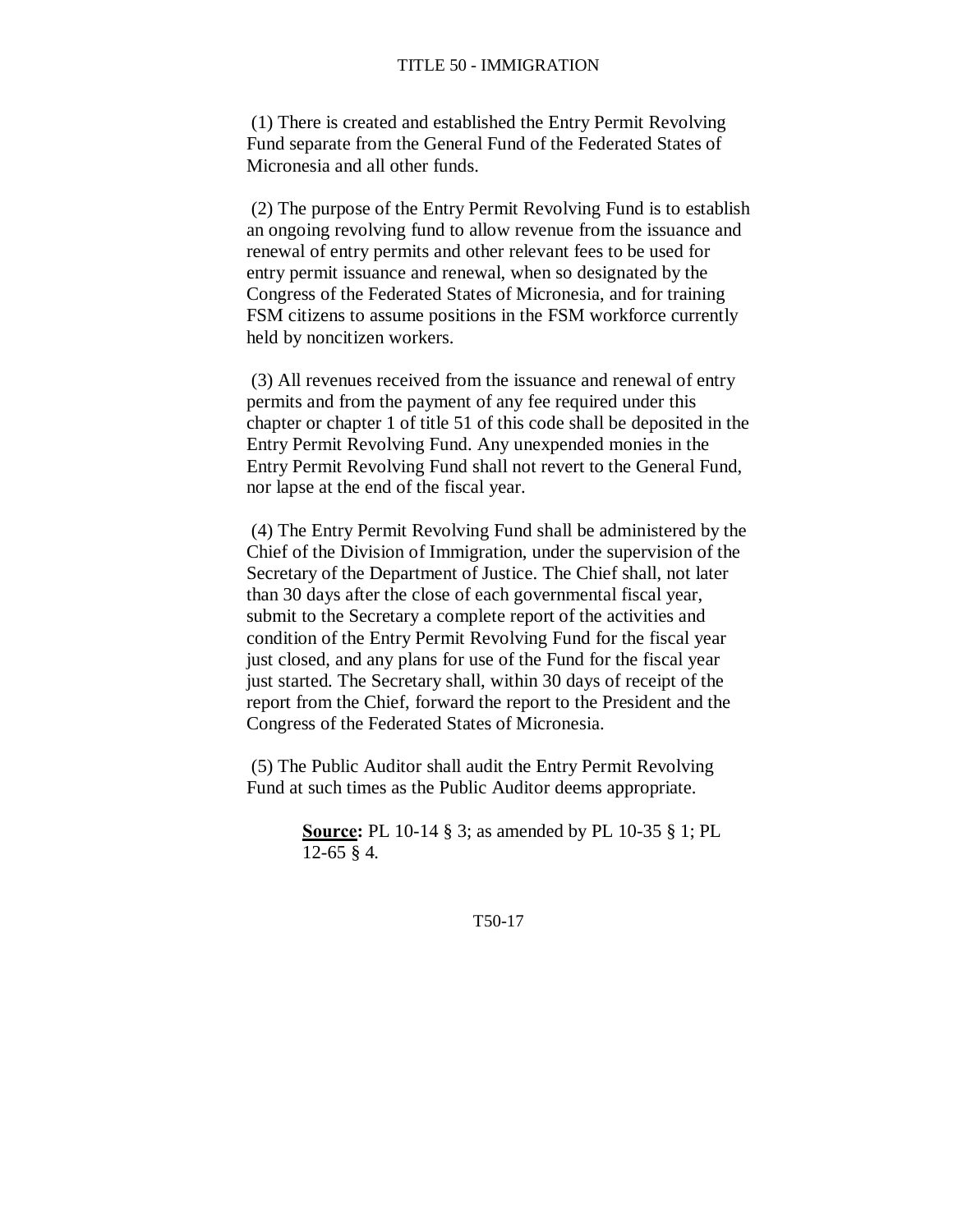(1) There is created and established the Entry Permit Revolving Fund separate from the General Fund of the Federated States of Micronesia and all other funds.

(2) The purpose of the Entry Permit Revolving Fund is to establish an ongoing revolving fund to allow revenue from the issuance and renewal of entry permits and other relevant fees to be used for entry permit issuance and renewal, when so designated by the Congress of the Federated States of Micronesia, and for training FSM citizens to assume positions in the FSM workforce currently held by noncitizen workers.

(3) All revenues received from the issuance and renewal of entry permits and from the payment of any fee required under this chapter or chapter 1 of title 51 of this code shall be deposited in the Entry Permit Revolving Fund. Any unexpended monies in the Entry Permit Revolving Fund shall not revert to the General Fund, nor lapse at the end of the fiscal year.

(4) The Entry Permit Revolving Fund shall be administered by the Chief of the Division of Immigration, under the supervision of the Secretary of the Department of Justice. The Chief shall, not later than 30 days after the close of each governmental fiscal year, submit to the Secretary a complete report of the activities and condition of the Entry Permit Revolving Fund for the fiscal year just closed, and any plans for use of the Fund for the fiscal year just started. The Secretary shall, within 30 days of receipt of the report from the Chief, forward the report to the President and the Congress of the Federated States of Micronesia.

(5) The Public Auditor shall audit the Entry Permit Revolving Fund at such times as the Public Auditor deems appropriate.

> **Source:** PL 10-14 § 3; as amended by PL 10-35 § 1; PL 12-65 § 4.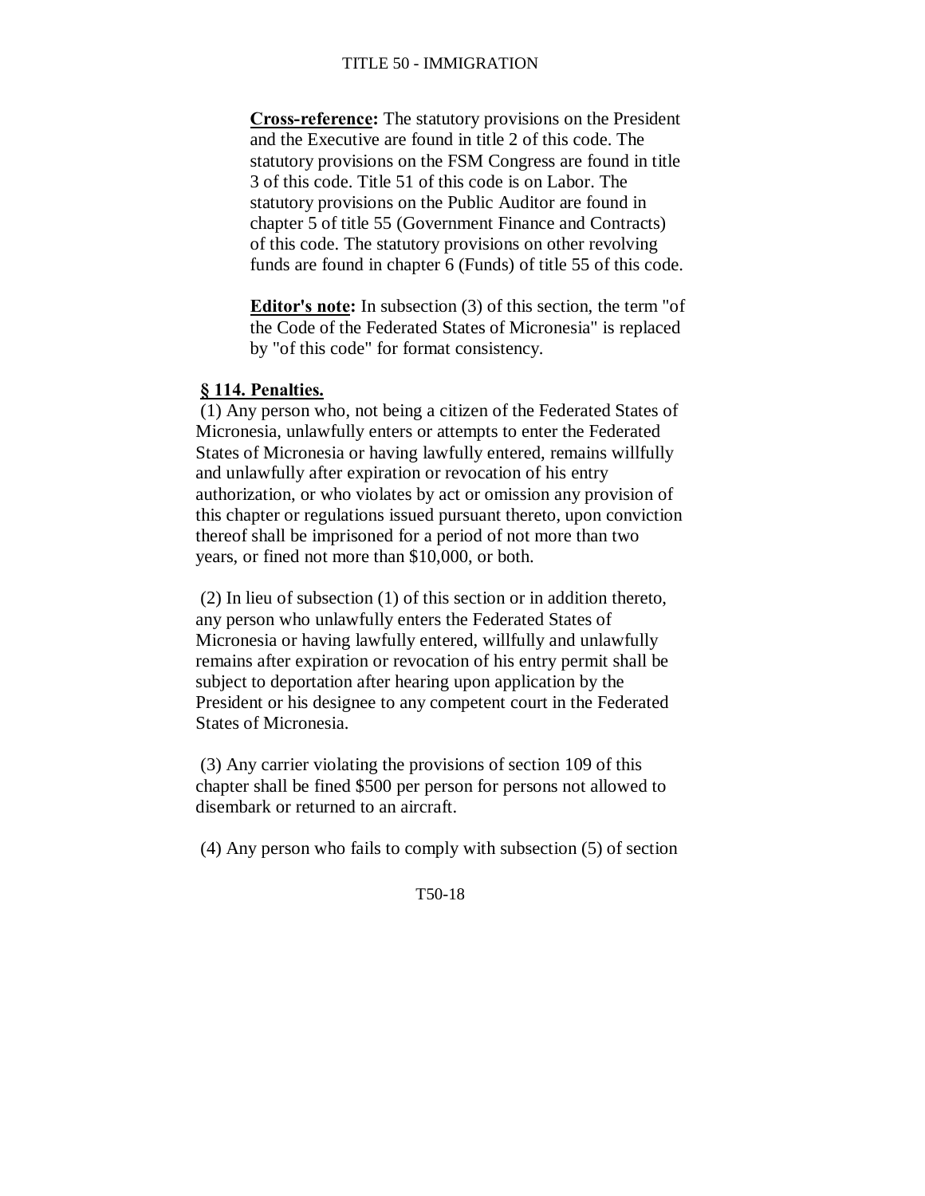**Cross-reference:** The statutory provisions on the President and the Executive are found in title 2 of this code. The statutory provisions on the FSM Congress are found in title 3 of this code. Title 51 of this code is on Labor. The statutory provisions on the Public Auditor are found in chapter 5 of title 55 (Government Finance and Contracts) of this code. The statutory provisions on other revolving funds are found in chapter 6 (Funds) of title 55 of this code.

**Editor's note:** In subsection (3) of this section, the term "of the Code of the Federated States of Micronesia" is replaced by "of this code" for format consistency.

### § 114. Penalties.

(1) Any person who, not being a citizen of the Federated States of Micronesia, unlawfully enters or attempts to enter the Federated States of Micronesia or having lawfully entered, remains willfully and unlawfully after expiration or revocation of his entry authorization, or who violates by act or omission any provision of this chapter or regulations issued pursuant thereto, upon conviction thereof shall be imprisoned for a period of not more than two years, or fined not more than $10,000, or both.

(2) In lieu of subsection (1) of this section or in addition thereto, any person who unlawfully enters the Federated States of Micronesia or having lawfully entered, willfully and unlawfully remains after expiration or revocation of his entry permit shall be subject to deportation after hearing upon application by the President or his designee to any competent court in the Federated States of Micronesia.

(3) Any carrier violating the provisions of section 109 of this chapter shall be fined $500 per person for persons not allowed to disembark or returned to an aircraft.

(4) Any person who fails to comply with subsection (5) of section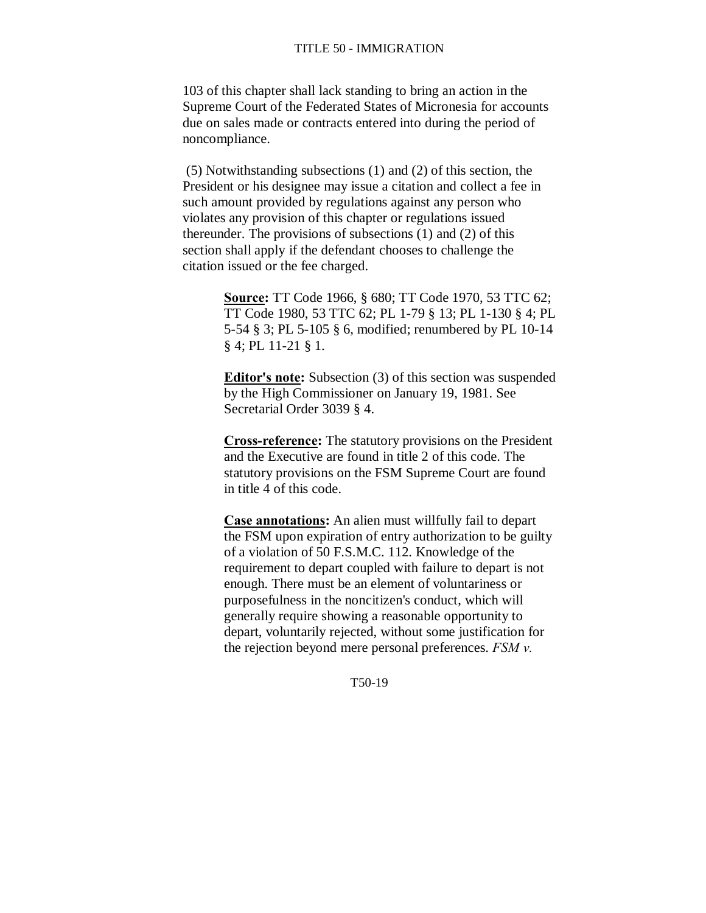103 of this chapter shall lack standing to bring an action in the Supreme Court of the Federated States of Micronesia for accounts due on sales made or contracts entered into during the period of noncompliance.

(5) Notwithstanding subsections (1) and (2) of this section, the President or his designee may issue a citation and collect a fee in such amount provided by regulations against any person who violates any provision of this chapter or regulations issued thereunder. The provisions of subsections (1) and (2) of this section shall apply if the defendant chooses to challenge the citation issued or the fee charged.

**Source:** TT Code 1966, § 680; TT Code 1970, 53 TTC 62; TT Code 1980, 53 TTC 62; PL 1-79 § 13; PL 1-130 § 4; PL 5-54 § 3; PL 5-105 § 6, modified; renumbered by PL 10-14 § 4; PL 11-21 § 1.

**Editor's note:** Subsection (3) of this section was suspended by the High Commissioner on January 19, 1981. See Secretarial Order 3039 § 4.

**Cross-reference:** The statutory provisions on the President and the Executive are found in title 2 of this code. The statutory provisions on the FSM Supreme Court are found in title 4 of this code.

**Case annotations:** An alien must willfully fail to depart the FSM upon expiration of entry authorization to be guilty of a violation of 50 F.S.M.C. 112. Knowledge of the requirement to depart coupled with failure to depart is not enough. There must be an element of voluntariness or purposefulness in the noncitizen's conduct, which will generally require showing a reasonable opportunity to depart, voluntarily rejected, without some justification for the rejection beyond mere personal preferences. *FSM v.*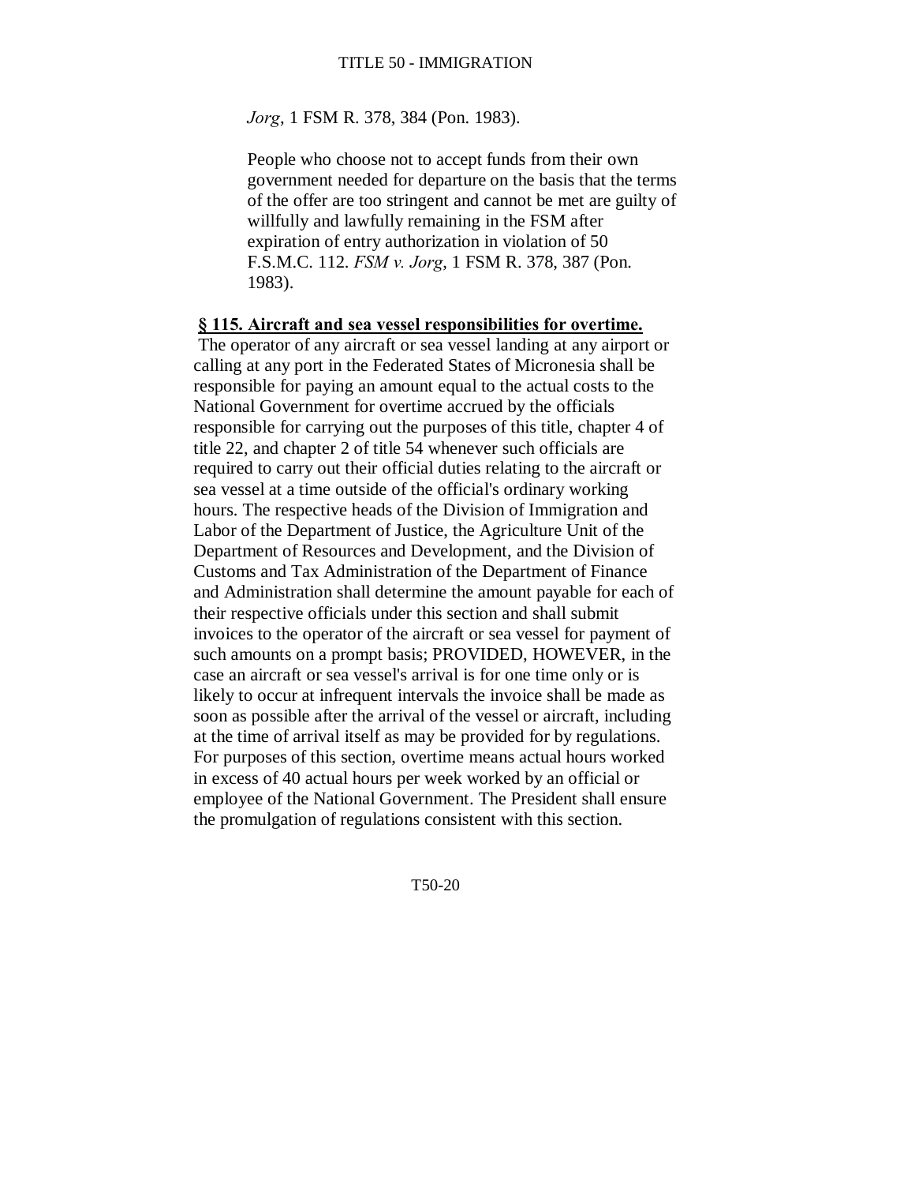*Jorg*, 1 FSM R. 378, 384 (Pon. 1983).

People who choose not to accept funds from their own government needed for departure on the basis that the terms of the offer are too stringent and cannot be met are guilty of willfully and lawfully remaining in the FSM after expiration of entry authorization in violation of 50 F.S.M.C. 112. *FSM v. Jorg*, 1 FSM R. 378, 387 (Pon. 1983).

**§ 115. Aircraft and sea vessel responsibilities for overtime.**

The operator of any aircraft or sea vessel landing at any airport or calling at any port in the Federated States of Micronesia shall be responsible for paying an amount equal to the actual costs to the National Government for overtime accrued by the officials responsible for carrying out the purposes of this title, chapter 4 of title 22, and chapter 2 of title 54 whenever such officials are required to carry out their official duties relating to the aircraft or sea vessel at a time outside of the official's ordinary working hours. The respective heads of the Division of Immigration and Labor of the Department of Justice, the Agriculture Unit of the Department of Resources and Development, and the Division of Customs and Tax Administration of the Department of Finance and Administration shall determine the amount payable for each of their respective officials under this section and shall submit invoices to the operator of the aircraft or sea vessel for payment of such amounts on a prompt basis; PROVIDED, HOWEVER, in the case an aircraft or sea vessel's arrival is for one time only or is likely to occur at infrequent intervals the invoice shall be made as soon as possible after the arrival of the vessel or aircraft, including at the time of arrival itself as may be provided for by regulations. For purposes of this section, overtime means actual hours worked in excess of 40 actual hours per week worked by an official or employee of the National Government. The President shall ensure the promulgation of regulations consistent with this section.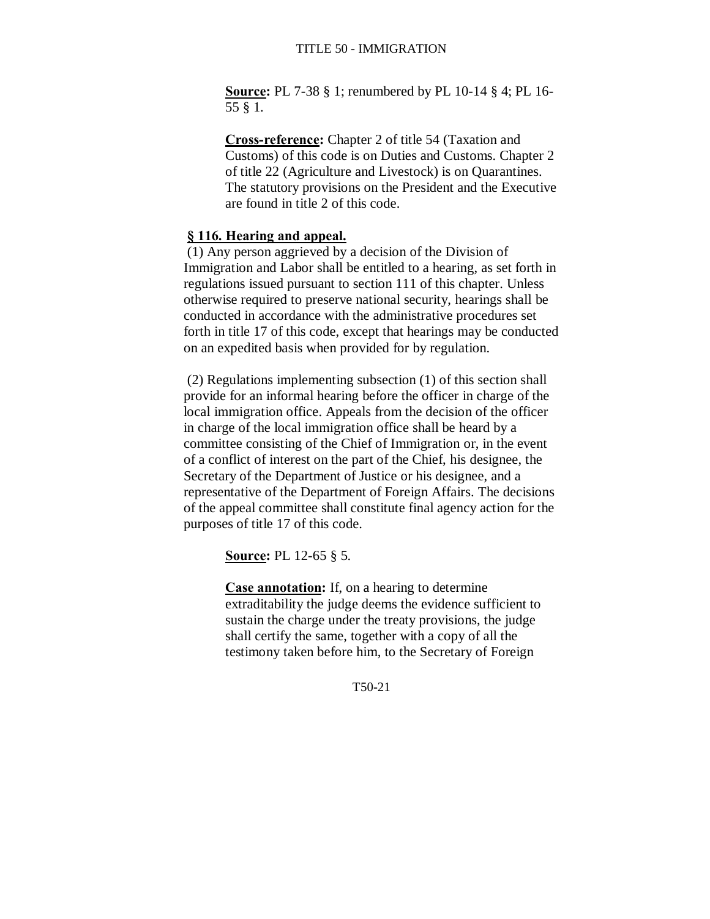**Source:** PL 7-38 § 1; renumbered by PL 10-14 § 4; PL 16-55 § 1.

**Cross-reference:** Chapter 2 of title 54 (Taxation and Customs) of this code is on Duties and Customs. Chapter 2 of title 22 (Agriculture and Livestock) is on Quarantines. The statutory provisions on the President and the Executive are found in title 2 of this code.

**§ 116. Hearing and appeal.**

(1) Any person aggrieved by a decision of the Division of Immigration and Labor shall be entitled to a hearing, as set forth in regulations issued pursuant to section 111 of this chapter. Unless otherwise required to preserve national security, hearings shall be conducted in accordance with the administrative procedures set forth in title 17 of this code, except that hearings may be conducted on an expedited basis when provided for by regulation.

(2) Regulations implementing subsection (1) of this section shall provide for an informal hearing before the officer in charge of the local immigration office. Appeals from the decision of the officer in charge of the local immigration office shall be heard by a committee consisting of the Chief of Immigration or, in the event of a conflict of interest on the part of the Chief, his designee, the Secretary of the Department of Justice or his designee, and a representative of the Department of Foreign Affairs. The decisions of the appeal committee shall constitute final agency action for the purposes of title 17 of this code.

**Source:** PL 12-65 § 5.

**Case annotation:** If, on a hearing to determine extraditability the judge deems the evidence sufficient to sustain the charge under the treaty provisions, the judge shall certify the same, together with a copy of all the testimony taken before him, to the Secretary of Foreign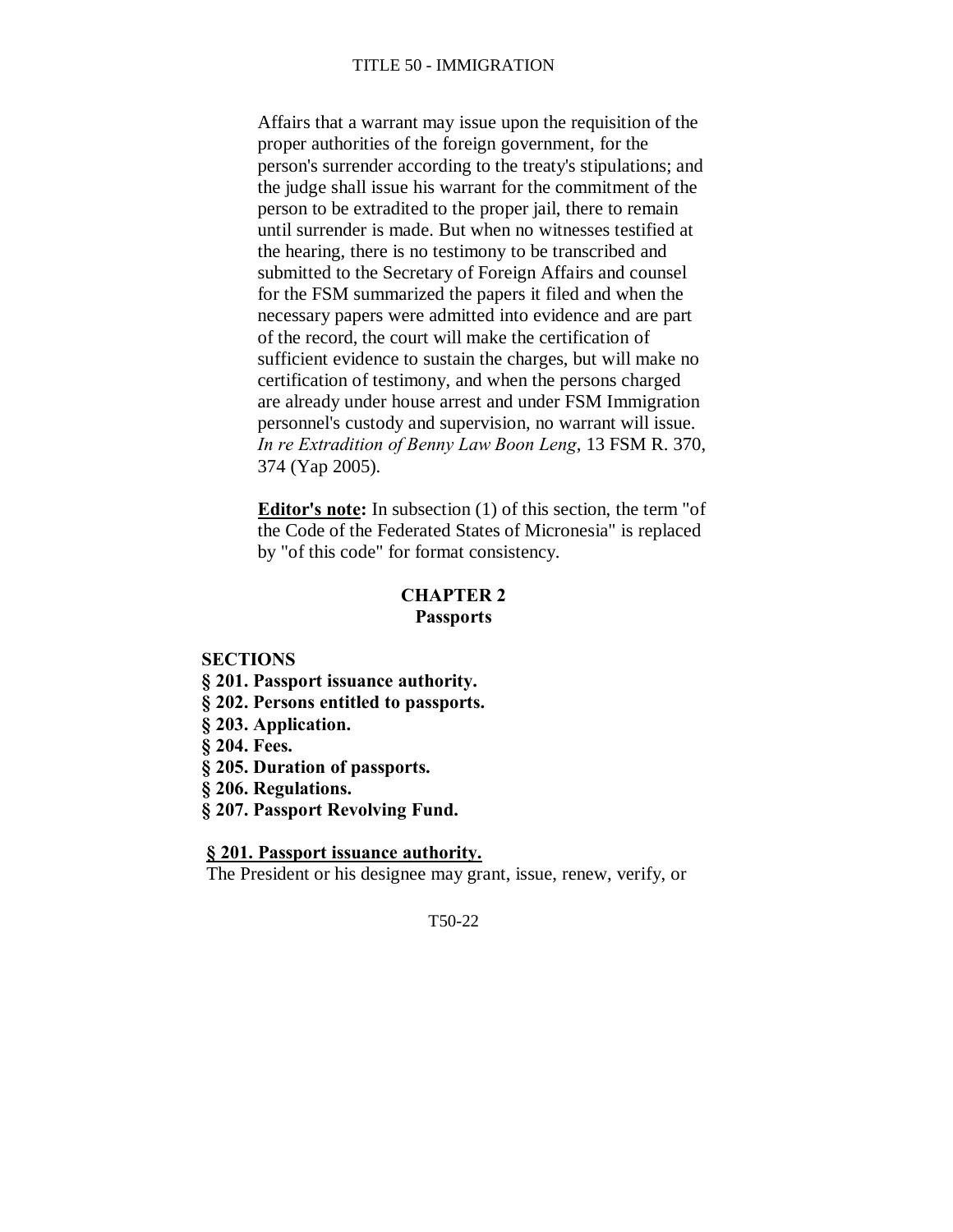Affairs that a warrant may issue upon the requisition of the proper authorities of the foreign government, for the person's surrender according to the treaty's stipulations; and the judge shall issue his warrant for the commitment of the person to be extradited to the proper jail, there to remain until surrender is made. But when no witnesses testified at the hearing, there is no testimony to be transcribed and submitted to the Secretary of Foreign Affairs and counsel for the FSM summarized the papers it filed and when the necessary papers were admitted into evidence and are part of the record, the court will make the certification of sufficient evidence to sustain the charges, but will make no certification of testimony, and when the persons charged are already under house arrest and under FSM Immigration personnel's custody and supervision, no warrant will issue. *In re Extradition of Benny Law Boon Leng*, 13 FSM R. 370, 374 (Yap 2005).

**Editor's note:** In subsection (1) of this section, the term "of the Code of the Federated States of Micronesia" is replaced by "of this code" for format consistency.

## CHAPTER 2
## Passports

**SECTIONS**

**§ 201. Passport issuance authority.**
**§ 202. Persons entitled to passports.**
**§ 203. Application.**
**§ 204. Fees.**
**§ 205. Duration of passports.**
**§ 206. Regulations.**
**§ 207. Passport Revolving Fund.**

**§ 201. Passport issuance authority.**

The President or his designee may grant, issue, renew, verify, or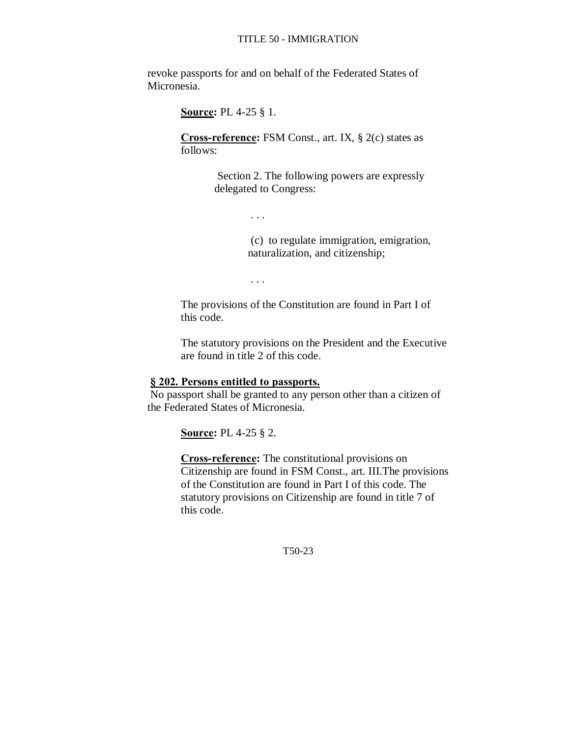revoke passports for and on behalf of the Federated States of Micronesia.

**Source:** PL 4-25 § 1.

**Cross-reference:** FSM Const., art. IX, § 2(c) states as follows:

> Section 2. The following powers are expressly delegated to Congress:
>
> . . .
>
> (c) to regulate immigration, emigration, naturalization, and citizenship;
>
> . . .

The provisions of the Constitution are found in Part I of this code.

The statutory provisions on the President and the Executive are found in title 2 of this code.

### § 202. Persons entitled to passports.

No passport shall be granted to any person other than a citizen of the Federated States of Micronesia.

**Source:** PL 4-25 § 2.

**Cross-reference:** The constitutional provisions on Citizenship are found in FSM Const., art. III.The provisions of the Constitution are found in Part I of this code. The statutory provisions on Citizenship are found in title 7 of this code.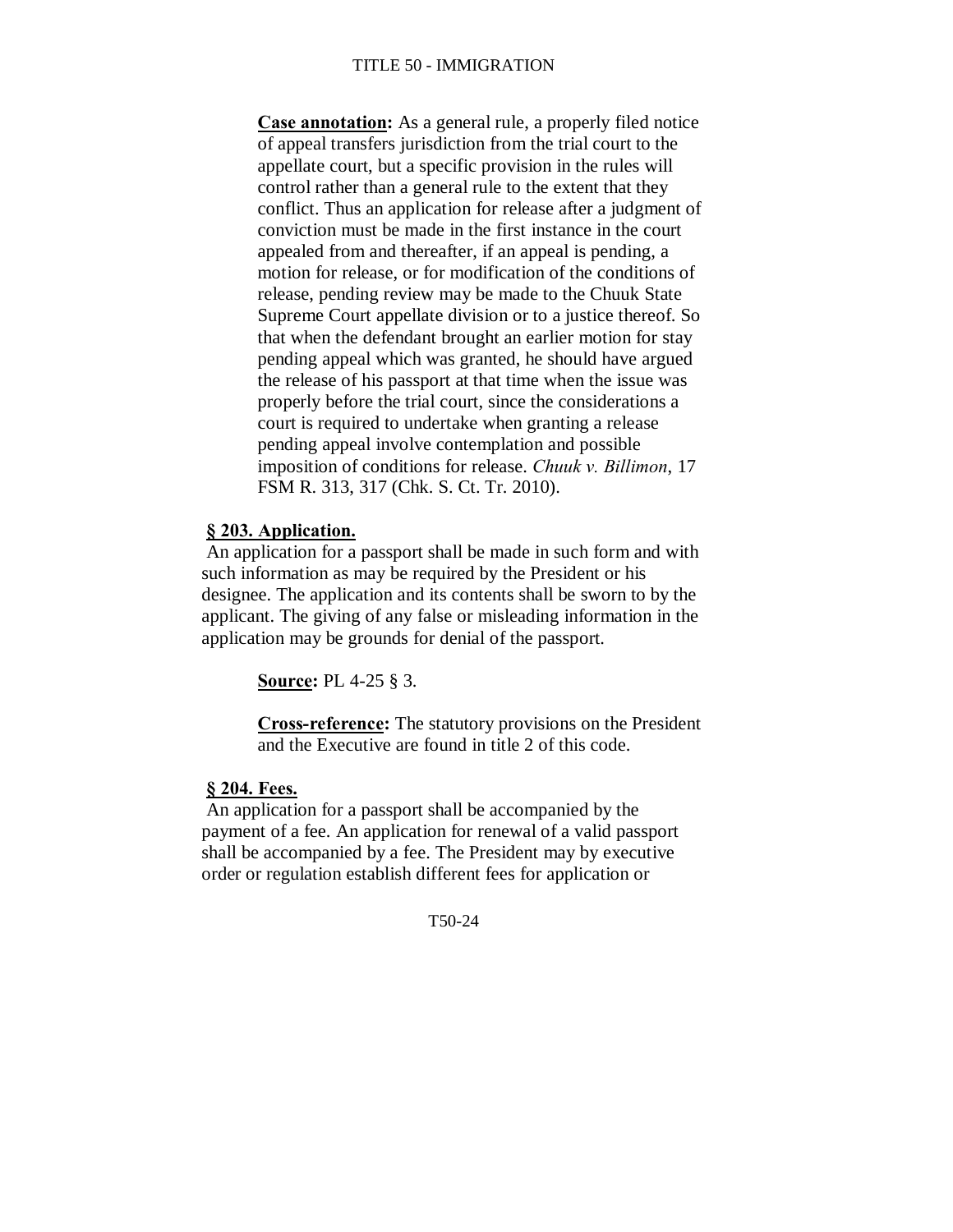**Case annotation:** As a general rule, a properly filed notice of appeal transfers jurisdiction from the trial court to the appellate court, but a specific provision in the rules will control rather than a general rule to the extent that they conflict. Thus an application for release after a judgment of conviction must be made in the first instance in the court appealed from and thereafter, if an appeal is pending, a motion for release, or for modification of the conditions of release, pending review may be made to the Chuuk State Supreme Court appellate division or to a justice thereof. So that when the defendant brought an earlier motion for stay pending appeal which was granted, he should have argued the release of his passport at that time when the issue was properly before the trial court, since the considerations a court is required to undertake when granting a release pending appeal involve contemplation and possible imposition of conditions for release. *Chuuk v. Billimon*, 17 FSM R. 313, 317 (Chk. S. Ct. Tr. 2010).

**§ 203. Application.**

An application for a passport shall be made in such form and with such information as may be required by the President or his designee. The application and its contents shall be sworn to by the applicant. The giving of any false or misleading information in the application may be grounds for denial of the passport.

**Source:** PL 4-25 § 3.

**Cross-reference:** The statutory provisions on the President and the Executive are found in title 2 of this code.

**§ 204. Fees.**

An application for a passport shall be accompanied by the payment of a fee. An application for renewal of a valid passport shall be accompanied by a fee. The President may by executive order or regulation establish different fees for application or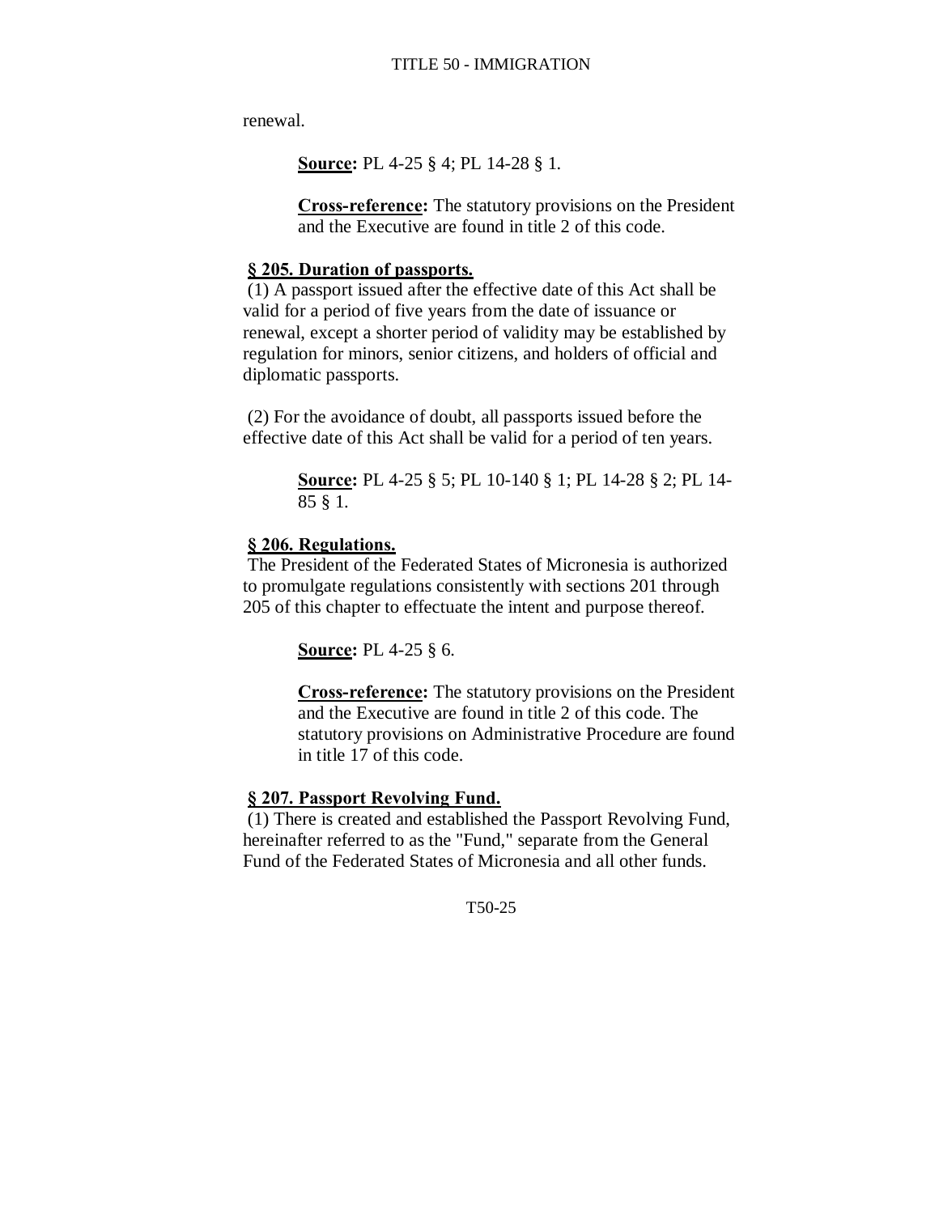renewal.

> **Source:** PL 4-25 § 4; PL 14-28 § 1.
>
> **Cross-reference:** The statutory provisions on the President and the Executive are found in title 2 of this code.

### § 205. Duration of passports.

(1) A passport issued after the effective date of this Act shall be valid for a period of five years from the date of issuance or renewal, except a shorter period of validity may be established by regulation for minors, senior citizens, and holders of official and diplomatic passports.

(2) For the avoidance of doubt, all passports issued before the effective date of this Act shall be valid for a period of ten years.

> **Source:** PL 4-25 § 5; PL 10-140 § 1; PL 14-28 § 2; PL 14-85 § 1.

### § 206. Regulations.

The President of the Federated States of Micronesia is authorized to promulgate regulations consistently with sections 201 through 205 of this chapter to effectuate the intent and purpose thereof.

> **Source:** PL 4-25 § 6.
>
> **Cross-reference:** The statutory provisions on the President and the Executive are found in title 2 of this code. The statutory provisions on Administrative Procedure are found in title 17 of this code.

### § 207. Passport Revolving Fund.

(1) There is created and established the Passport Revolving Fund, hereinafter referred to as the "Fund," separate from the General Fund of the Federated States of Micronesia and all other funds.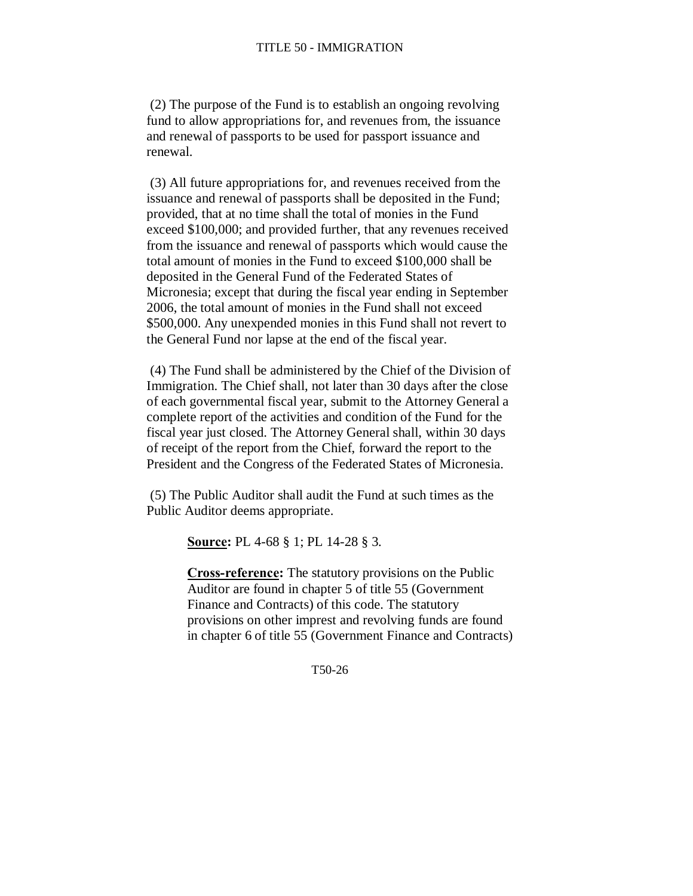(2) The purpose of the Fund is to establish an ongoing revolving fund to allow appropriations for, and revenues from, the issuance and renewal of passports to be used for passport issuance and renewal.

(3) All future appropriations for, and revenues received from the issuance and renewal of passports shall be deposited in the Fund; provided, that at no time shall the total of monies in the Fund exceed $100,000; and provided further, that any revenues received from the issuance and renewal of passports which would cause the total amount of monies in the Fund to exceed $100,000 shall be deposited in the General Fund of the Federated States of Micronesia; except that during the fiscal year ending in September 2006, the total amount of monies in the Fund shall not exceed $500,000. Any unexpended monies in this Fund shall not revert to the General Fund nor lapse at the end of the fiscal year.

(4) The Fund shall be administered by the Chief of the Division of Immigration. The Chief shall, not later than 30 days after the close of each governmental fiscal year, submit to the Attorney General a complete report of the activities and condition of the Fund for the fiscal year just closed. The Attorney General shall, within 30 days of receipt of the report from the Chief, forward the report to the President and the Congress of the Federated States of Micronesia.

(5) The Public Auditor shall audit the Fund at such times as the Public Auditor deems appropriate.

**Source:** PL 4-68 § 1; PL 14-28 § 3.

**Cross-reference:** The statutory provisions on the Public Auditor are found in chapter 5 of title 55 (Government Finance and Contracts) of this code. The statutory provisions on other imprest and revolving funds are found in chapter 6 of title 55 (Government Finance and Contracts)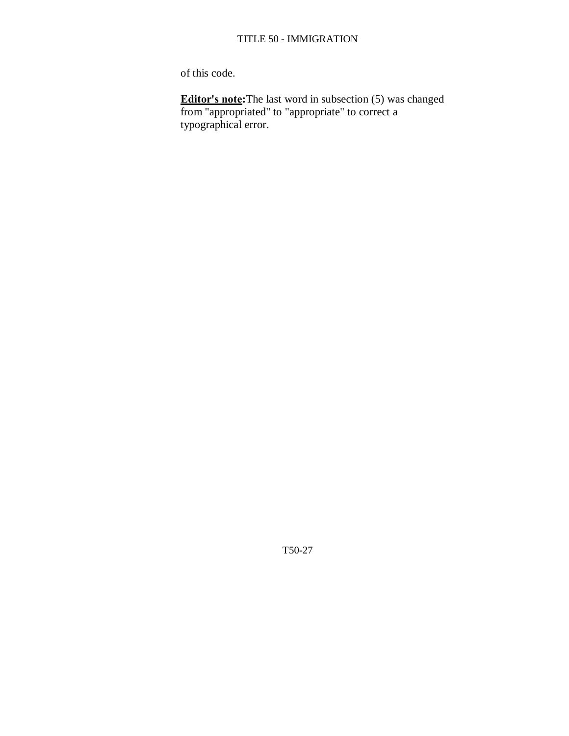of this code.

**Editor's note:** The last word in subsection (5) was changed from "appropriated" to "appropriate" to correct a typographical error.